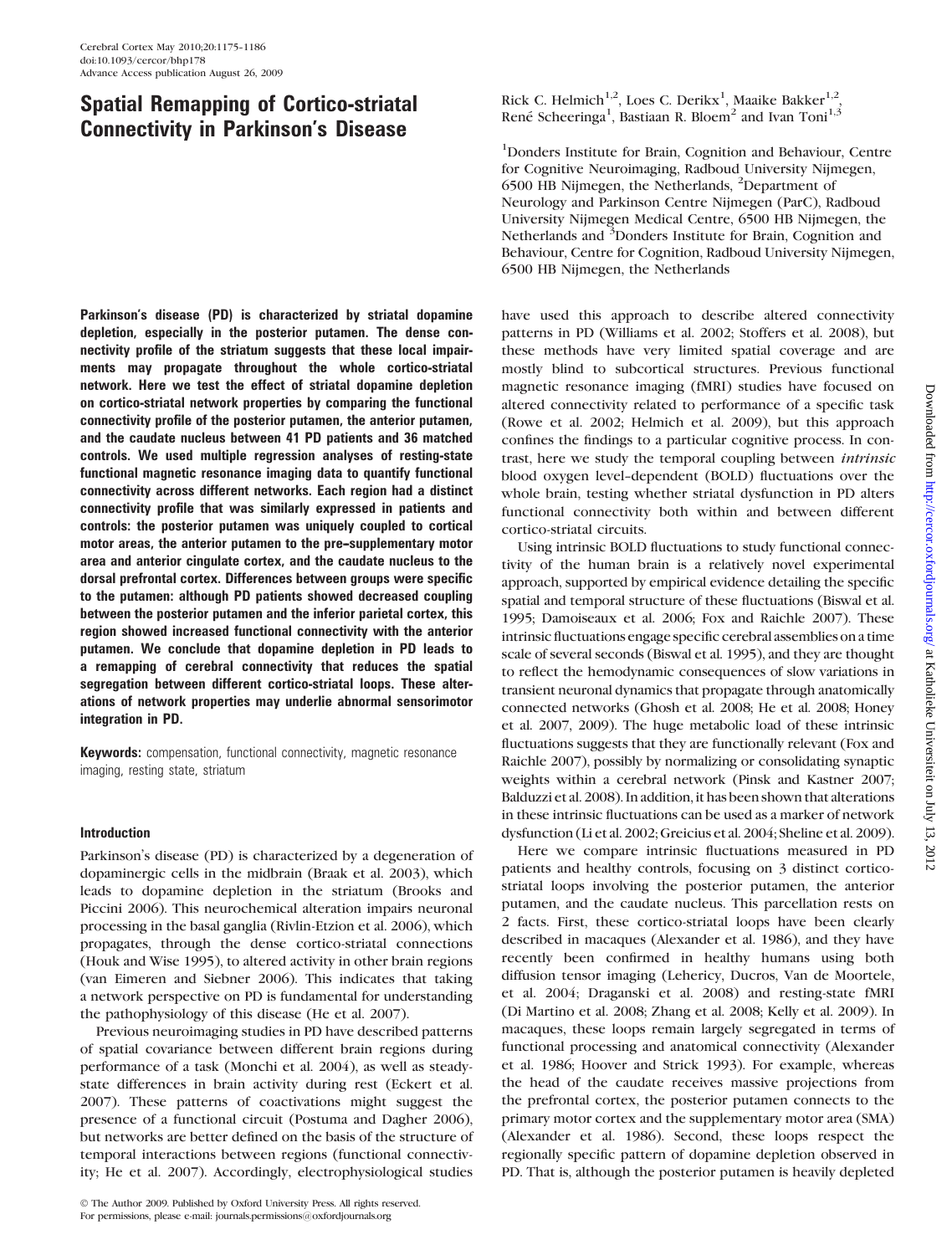# Spatial Remapping of Cortico-striatal Connectivity in Parkinson's Disease

Rick C. Helmich[1,2], Loes C. Derikx[1], Maaike Bakker[1,2], René Scheeringa[1], Bastiaan R. Bloem[2] and Ivan Toni[1,3]

[1]Donders Institute for Brain, Cognition and Behaviour, Centre for Cognitive Neuroimaging, Radboud University Nijmegen, 6500 HB Nijmegen, the Netherlands, [2]Department of Neurology and Parkinson Centre Nijmegen (ParC), Radboud University Nijmegen Medical Centre, 6500 HB Nijmegen, the Netherlands and [3]Donders Institute for Brain, Cognition and Behaviour, Centre for Cognition, Radboud University Nijmegen, 6500 HB Nijmegen, the Netherlands

**Parkinson's disease (PD) is characterized by striatal dopamine depletion, especially in the posterior putamen. The dense connectivity profile of the striatum suggests that these local impairments may propagate throughout the whole cortico-striatal network. Here we test the effect of striatal dopamine depletion on cortico-striatal network properties by comparing the functional connectivity profile of the posterior putamen, the anterior putamen, and the caudate nucleus between 41 PD patients and 36 matched controls. We used multiple regression analyses of resting-state functional magnetic resonance imaging data to quantify functional connectivity across different networks. Each region had a distinct connectivity profile that was similarly expressed in patients and controls: the posterior putamen was uniquely coupled to cortical motor areas, the anterior putamen to the pre–supplementary motor area and anterior cingulate cortex, and the caudate nucleus to the dorsal prefrontal cortex. Differences between groups were specific to the putamen: although PD patients showed decreased coupling between the posterior putamen and the inferior parietal cortex, this region showed increased functional connectivity with the anterior putamen. We conclude that dopamine depletion in PD leads to a remapping of cerebral connectivity that reduces the spatial segregation between different cortico-striatal loops. These alterations of network properties may underlie abnormal sensorimotor integration in PD.**

**Keywords:** compensation, functional connectivity, magnetic resonance imaging, resting state, striatum

## Introduction

Parkinson's disease (PD) is characterized by a degeneration of dopaminergic cells in the midbrain (Braak et al. 2003), which leads to dopamine depletion in the striatum (Brooks and Piccini 2006). This neurochemical alteration impairs neuronal processing in the basal ganglia (Rivlin-Etzion et al. 2006), which propagates, through the dense cortico-striatal connections (Houk and Wise 1995), to altered activity in other brain regions (van Eimeren and Siebner 2006). This indicates that taking a network perspective on PD is fundamental for understanding the pathophysiology of this disease (He et al. 2007).

Previous neuroimaging studies in PD have described patterns of spatial covariance between different brain regions during performance of a task (Monchi et al. 2004), as well as steady-state differences in brain activity during rest (Eckert et al. 2007). These patterns of coactivations might suggest the presence of a functional circuit (Postuma and Dagher 2006), but networks are better defined on the basis of the structure of temporal interactions between regions (functional connectivity; He et al. 2007). Accordingly, electrophysiological studies have used this approach to describe altered connectivity patterns in PD (Williams et al. 2002; Stoffers et al. 2008), but these methods have very limited spatial coverage and are mostly blind to subcortical structures. Previous functional magnetic resonance imaging (fMRI) studies have focused on altered connectivity related to performance of a specific task (Rowe et al. 2002; Helmich et al. 2009), but this approach confines the findings to a particular cognitive process. In contrast, here we study the temporal coupling between *intrinsic* blood oxygen level–dependent (BOLD) fluctuations over the whole brain, testing whether striatal dysfunction in PD alters functional connectivity both within and between different cortico-striatal circuits.

Using intrinsic BOLD fluctuations to study functional connectivity of the human brain is a relatively novel experimental approach, supported by empirical evidence detailing the specific spatial and temporal structure of these fluctuations (Biswal et al. 1995; Damoiseaux et al. 2006; Fox and Raichle 2007). These intrinsic fluctuations engage specific cerebral assemblies on a time scale of several seconds (Biswal et al. 1995), and they are thought to reflect the hemodynamic consequences of slow variations in transient neuronal dynamics that propagate through anatomically connected networks (Ghosh et al. 2008; He et al. 2008; Honey et al. 2007, 2009). The huge metabolic load of these intrinsic fluctuations suggests that they are functionally relevant (Fox and Raichle 2007), possibly by normalizing or consolidating synaptic weights within a cerebral network (Pinsk and Kastner 2007; Balduzzi et al. 2008). In addition, it has been shown that alterations in these intrinsic fluctuations can be used as a marker of network dysfunction (Li et al. 2002; Greicius et al. 2004; Sheline et al. 2009).

Here we compare intrinsic fluctuations measured in PD patients and healthy controls, focusing on 3 distinct cortico-striatal loops involving the posterior putamen, the anterior putamen, and the caudate nucleus. This parcellation rests on 2 facts. First, these cortico-striatal loops have been clearly described in macaques (Alexander et al. 1986), and they have recently been confirmed in healthy humans using both diffusion tensor imaging (Lehericy, Ducros, Van de Moortele, et al. 2004; Draganski et al. 2008) and resting-state fMRI (Di Martino et al. 2008; Zhang et al. 2008; Kelly et al. 2009). In macaques, these loops remain largely segregated in terms of functional processing and anatomical connectivity (Alexander et al. 1986; Hoover and Strick 1993). For example, whereas the head of the caudate receives massive projections from the prefrontal cortex, the posterior putamen connects to the primary motor cortex and the supplementary motor area (SMA) (Alexander et al. 1986). Second, these loops respect the regionally specific pattern of dopamine depletion observed in PD. That is, although the posterior putamen is heavily depleted

© The Author 2009. Published by Oxford University Press. All rights reserved. For permissions, please e-mail: journals.permissions@oxfordjournals.org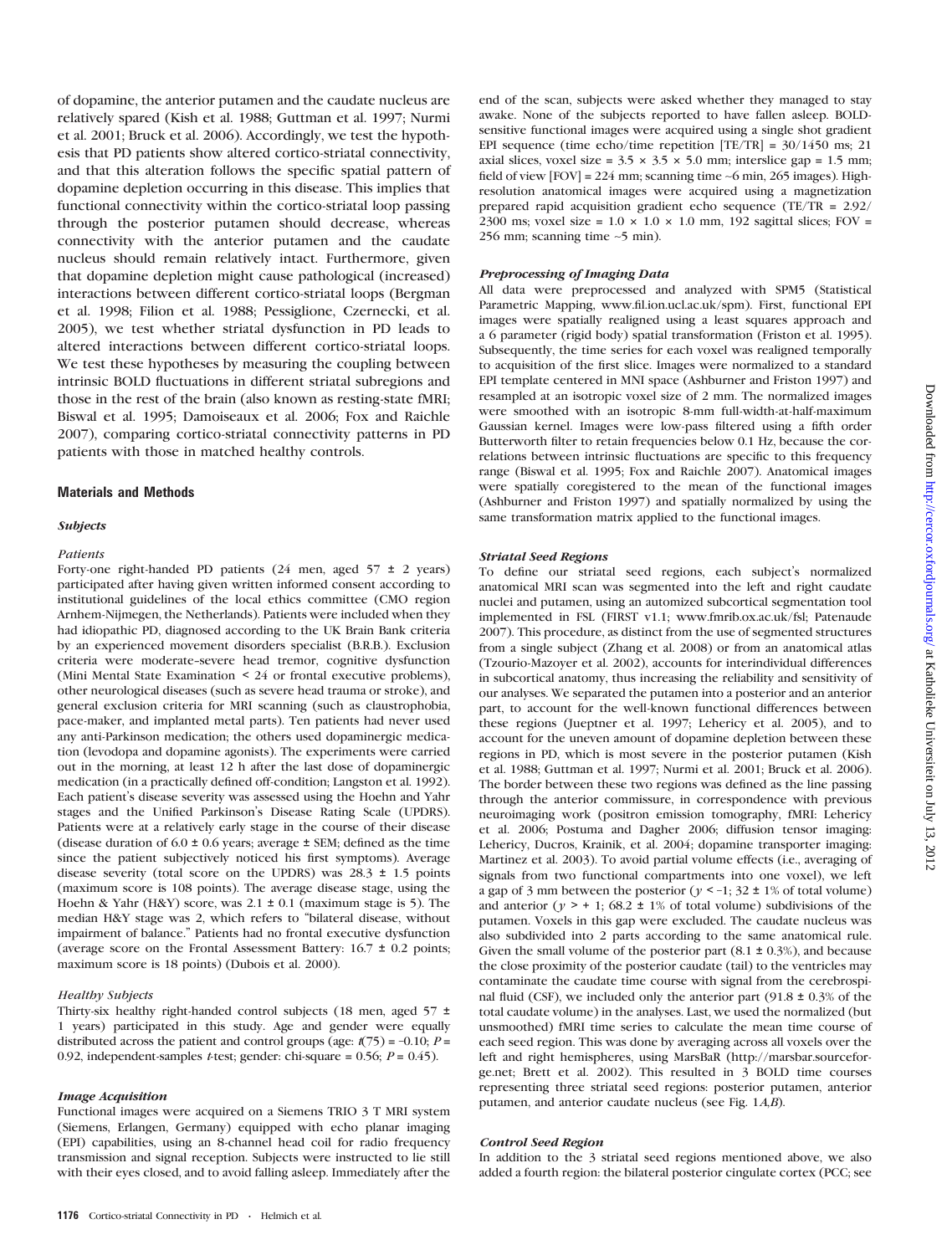of dopamine, the anterior putamen and the caudate nucleus are relatively spared (Kish et al. 1988; Guttman et al. 1997; Nurmi et al. 2001; Bruck et al. 2006). Accordingly, we test the hypothesis that PD patients show altered cortico-striatal connectivity, and that this alteration follows the specific spatial pattern of dopamine depletion occurring in this disease. This implies that functional connectivity within the cortico-striatal loop passing through the posterior putamen should decrease, whereas connectivity with the anterior putamen and the caudate nucleus should remain relatively intact. Furthermore, given that dopamine depletion might cause pathological (increased) interactions between different cortico-striatal loops (Bergman et al. 1998; Filion et al. 1988; Pessiglione, Czernecki, et al. 2005), we test whether striatal dysfunction in PD leads to altered interactions between different cortico-striatal loops. We test these hypotheses by measuring the coupling between intrinsic BOLD fluctuations in different striatal subregions and those in the rest of the brain (also known as resting-state fMRI; Biswal et al. 1995; Damoiseaux et al. 2006; Fox and Raichle 2007), comparing cortico-striatal connectivity patterns in PD patients with those in matched healthy controls.

## Materials and Methods

### *Subjects*

#### *Patients*

Forty-one right-handed PD patients (24 men, aged 57 ± 2 years) participated after having given written informed consent according to institutional guidelines of the local ethics committee (CMO region Arnhem-Nijmegen, the Netherlands). Patients were included when they had idiopathic PD, diagnosed according to the UK Brain Bank criteria by an experienced movement disorders specialist (B.R.B.). Exclusion criteria were moderate–severe head tremor, cognitive dysfunction (Mini Mental State Examination < 24 or frontal executive problems), other neurological diseases (such as severe head trauma or stroke), and general exclusion criteria for MRI scanning (such as claustrophobia, pace-maker, and implanted metal parts). Ten patients had never used any anti-Parkinson medication; the others used dopaminergic medication (levodopa and dopamine agonists). The experiments were carried out in the morning, at least 12 h after the last dose of dopaminergic medication (in a practically defined off-condition; Langston et al. 1992). Each patient's disease severity was assessed using the Hoehn and Yahr stages and the Unified Parkinson's Disease Rating Scale (UPDRS). Patients were at a relatively early stage in the course of their disease (disease duration of 6.0 ± 0.6 years; average ± SEM; defined as the time since the patient subjectively noticed his first symptoms). Average disease severity (total score on the UPDRS) was 28.3 ± 1.5 points (maximum score is 108 points). The average disease stage, using the Hoehn & Yahr (H&Y) score, was 2.1 ± 0.1 (maximum stage is 5). The median H&Y stage was 2, which refers to "bilateral disease, without impairment of balance." Patients had no frontal executive dysfunction (average score on the Frontal Assessment Battery: 16.7 ± 0.2 points; maximum score is 18 points) (Dubois et al. 2000).

#### *Healthy Subjects*

Thirty-six healthy right-handed control subjects (18 men, aged 57 ± 1 years) participated in this study. Age and gender were equally distributed across the patient and control groups (age: $t(75) = -0.10$; $P = 0.92$, independent-samples *t*-test; gender: chi-square = 0.56; $P = 0.45$).

### *Image Acquisition*

Functional images were acquired on a Siemens TRIO 3 T MRI system (Siemens, Erlangen, Germany) equipped with echo planar imaging (EPI) capabilities, using an 8-channel head coil for radio frequency transmission and signal reception. Subjects were instructed to lie still with their eyes closed, and to avoid falling asleep. Immediately after the end of the scan, subjects were asked whether they managed to stay awake. None of the subjects reported to have fallen asleep. BOLD-sensitive functional images were acquired using a single shot gradient EPI sequence (time echo/time repetition [TE/TR] = 30/1450 ms; 21 axial slices, voxel size = 3.5 × 3.5 × 5.0 mm; interslice gap = 1.5 mm; field of view [FOV] = 224 mm; scanning time ~6 min, 265 images). High-resolution anatomical images were acquired using a magnetization prepared rapid acquisition gradient echo sequence (TE/TR = 2.92/2300 ms; voxel size = 1.0 × 1.0 × 1.0 mm, 192 sagittal slices; FOV = 256 mm; scanning time ~5 min).

### *Preprocessing of Imaging Data*

All data were preprocessed and analyzed with SPM5 (Statistical Parametric Mapping, www.fil.ion.ucl.ac.uk/spm). First, functional EPI images were spatially realigned using a least squares approach and a 6 parameter (rigid body) spatial transformation (Friston et al. 1995). Subsequently, the time series for each voxel was realigned temporally to acquisition of the first slice. Images were normalized to a standard EPI template centered in MNI space (Ashburner and Friston 1997) and resampled at an isotropic voxel size of 2 mm. The normalized images were smoothed with an isotropic 8-mm full-width-at-half-maximum Gaussian kernel. Images were low-pass filtered using a fifth order Butterworth filter to retain frequencies below 0.1 Hz, because the correlations between intrinsic fluctuations are specific to this frequency range (Biswal et al. 1995; Fox and Raichle 2007). Anatomical images were spatially coregistered to the mean of the functional images (Ashburner and Friston 1997) and spatially normalized by using the same transformation matrix applied to the functional images.

### *Striatal Seed Regions*

To define our striatal seed regions, each subject's normalized anatomical MRI scan was segmented into the left and right caudate nuclei and putamen, using an automized subcortical segmentation tool implemented in FSL (FIRST v1.1; www.fmrib.ox.ac.uk/fsl; Patenaude 2007). This procedure, as distinct from the use of segmented structures from a single subject (Zhang et al. 2008) or from an anatomical atlas (Tzourio-Mazoyer et al. 2002), accounts for interindividual differences in subcortical anatomy, thus increasing the reliability and sensitivity of our analyses. We separated the putamen into a posterior and an anterior part, to account for the well-known functional differences between these regions (Jueptner et al. 1997; Lehericy et al. 2005), and to account for the uneven amount of dopamine depletion between these regions in PD, which is most severe in the posterior putamen (Kish et al. 1988; Guttman et al. 1997; Nurmi et al. 2001; Bruck et al. 2006). The border between these two regions was defined as the line passing through the anterior commissure, in correspondence with previous neuroimaging work (positron emission tomography, fMRI: Lehericy et al. 2006; Postuma and Dagher 2006; diffusion tensor imaging: Lehericy, Ducros, Krainik, et al. 2004; dopamine transporter imaging: Martinez et al. 2003). To avoid partial volume effects (i.e., averaging of signals from two functional compartments into one voxel), we left a gap of 3 mm between the posterior ($y < -1$; 32 ± 1% of total volume) and anterior ($y > +1$; 68.2 ± 1% of total volume) subdivisions of the putamen. Voxels in this gap were excluded. The caudate nucleus was also subdivided into 2 parts according to the same anatomical rule. Given the small volume of the posterior part (8.1 ± 0.3%), and because the close proximity of the posterior caudate (tail) to the ventricles may contaminate the caudate time course with signal from the cerebrospinal fluid (CSF), we included only the anterior part (91.8 ± 0.3% of the total caudate volume) in the analyses. Last, we used the normalized (but unsmoothed) fMRI time series to calculate the mean time course of each seed region. This was done by averaging across all voxels over the left and right hemispheres, using MarsBaR (http://marsbar.sourceforge.net; Brett et al. 2002). This resulted in 3 BOLD time courses representing three striatal seed regions: posterior putamen, anterior putamen, and anterior caudate nucleus (see Fig. 1*A*,*B*).

### *Control Seed Region*

In addition to the 3 striatal seed regions mentioned above, we also added a fourth region: the bilateral posterior cingulate cortex (PCC; see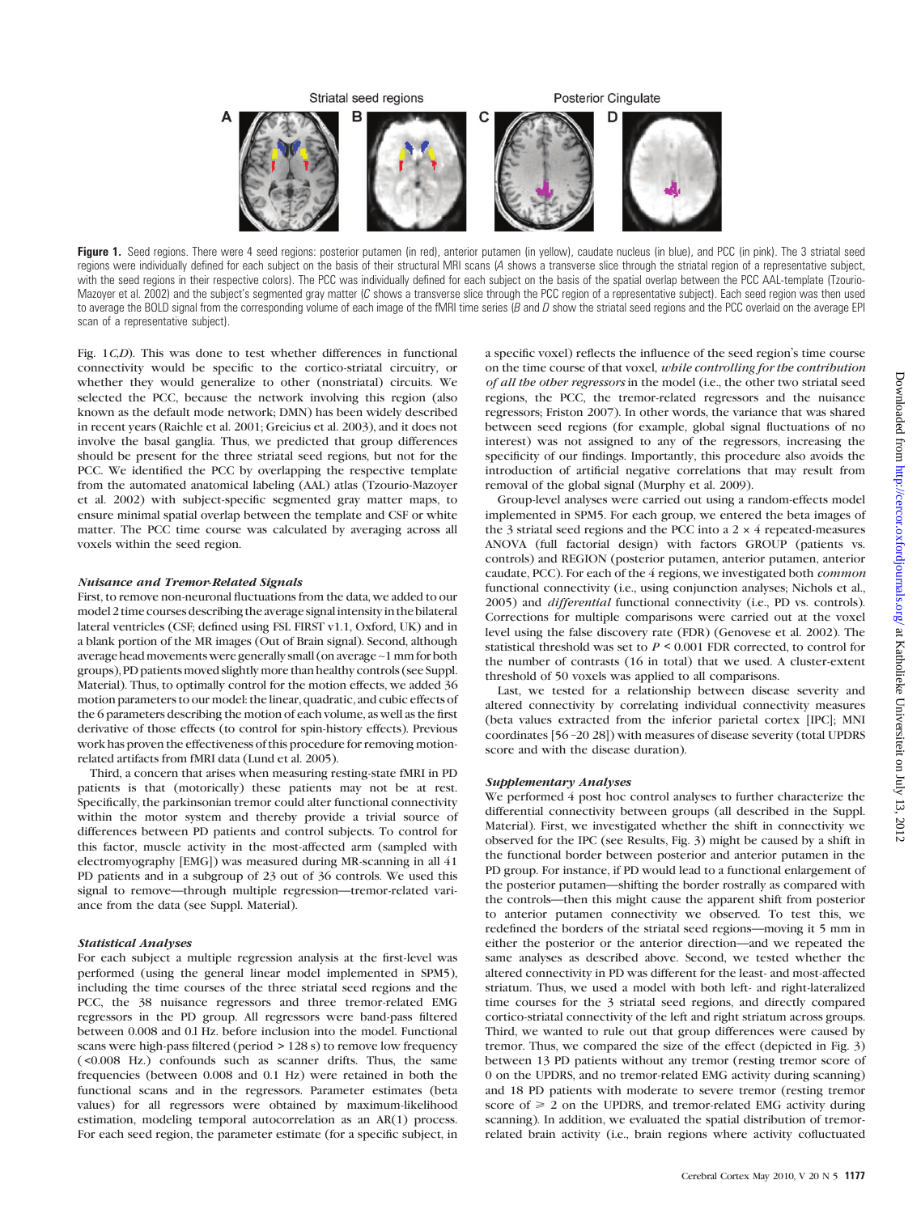Striatal seed regions — Posterior Cingulate

**Figure 1.** Seed regions. There were 4 seed regions: posterior putamen (in red), anterior putamen (in yellow), caudate nucleus (in blue), and PCC (in pink). The 3 striatal seed regions were individually defined for each subject on the basis of their structural MRI scans (*A* shows a transverse slice through the striatal region of a representative subject, with the seed regions in their respective colors). The PCC was individually defined for each subject on the basis of the spatial overlap between the PCC AAL-template (Tzourio-Mazoyer et al. 2002) and the subject's segmented gray matter (*C* shows a transverse slice through the PCC region of a representative subject). Each seed region was then used to average the BOLD signal from the corresponding volume of each image of the fMRI time series (*B* and *D* show the striatal seed regions and the PCC overlaid on the average EPI scan of a representative subject).

Fig. 1*C,D*). This was done to test whether differences in functional connectivity would be specific to the cortico-striatal circuitry, or whether they would generalize to other (nonstriatal) circuits. We selected the PCC, because the network involving this region (also known as the default mode network; DMN) has been widely described in recent years (Raichle et al. 2001; Greicius et al. 2003), and it does not involve the basal ganglia. Thus, we predicted that group differences should be present for the three striatal seed regions, but not for the PCC. We identified the PCC by overlapping the respective template from the automated anatomical labeling (AAL) atlas (Tzourio-Mazoyer et al. 2002) with subject-specific segmented gray matter maps, to ensure minimal spatial overlap between the template and CSF or white matter. The PCC time course was calculated by averaging across all voxels within the seed region.

### *Nuisance and Tremor-Related Signals*

First, to remove non-neuronal fluctuations from the data, we added to our model 2 time courses describing the average signal intensity in the bilateral lateral ventricles (CSF; defined using FSL FIRST v1.1, Oxford, UK) and in a blank portion of the MR images (Out of Brain signal). Second, although average head movements were generally small (on average ~1 mm for both groups), PD patients moved slightly more than healthy controls (see Suppl. Material). Thus, to optimally control for the motion effects, we added 36 motion parameters to our model: the linear, quadratic, and cubic effects of the 6 parameters describing the motion of each volume, as well as the first derivative of those effects (to control for spin-history effects). Previous work has proven the effectiveness of this procedure for removing motion-related artifacts from fMRI data (Lund et al. 2005).

Third, a concern that arises when measuring resting-state fMRI in PD patients is that (motorically) these patients may not be at rest. Specifically, the parkinsonian tremor could alter functional connectivity within the motor system and thereby provide a trivial source of differences between PD patients and control subjects. To control for this factor, muscle activity in the most-affected arm (sampled with electromyography [EMG]) was measured during MR-scanning in all 41 PD patients and in a subgroup of 23 out of 36 controls. We used this signal to remove—through multiple regression—tremor-related variance from the data (see Suppl. Material).

### *Statistical Analyses*

For each subject a multiple regression analysis at the first-level was performed (using the general linear model implemented in SPM5), including the time courses of the three striatal seed regions and the PCC, the 38 nuisance regressors and three tremor-related EMG regressors in the PD group. All regressors were band-pass filtered between 0.008 and 0.1 Hz. before inclusion into the model. Functional scans were high-pass filtered (period > 128 s) to remove low frequency (<0.008 Hz.) confounds such as scanner drifts. Thus, the same frequencies (between 0.008 and 0.1 Hz) were retained in both the functional scans and in the regressors. Parameter estimates (beta values) for all regressors were obtained by maximum-likelihood estimation, modeling temporal autocorrelation as an AR(1) process. For each seed region, the parameter estimate (for a specific subject, in a specific voxel) reflects the influence of the seed region's time course on the time course of that voxel, *while controlling for the time courses of all the other regressors* in the model (i.e., the other two striatal seed regions, the PCC, the tremor-related regressors and the nuisance regressors; Friston 2007). In other words, the variance that was shared between seed regions (for example, global signal fluctuations of no interest) was not assigned to any of the regressors, increasing the specificity of our findings. Importantly, this procedure also avoids the introduction of artificial negative correlations that may result from removal of the global signal (Murphy et al. 2009).

Group-level analyses were carried out using a random-effects model implemented in SPM5. For each group, we entered the beta images of the 3 striatal seed regions and the PCC into a 2 × 4 repeated-measures ANOVA (full factorial design) with factors GROUP (patients vs. controls) and REGION (posterior putamen, anterior putamen, anterior caudate, PCC). For each of the 4 regions, we investigated both *common* functional connectivity (i.e., using conjunction analyses; Nichols et al., 2005) and *differential* functional connectivity (i.e., PD vs. controls). Corrections for multiple comparisons were carried out at the voxel level using the false discovery rate (FDR) (Genovese et al. 2002). The statistical threshold was set to $P < 0.001$ FDR corrected, to control for the number of contrasts (16 in total) that we used. A cluster-extent threshold of 50 voxels was applied to all comparisons.

Last, we tested for a relationship between disease severity and altered connectivity by correlating individual connectivity measures (beta values extracted from the inferior parietal cortex [IPC]; MNI coordinates [56 −20 28]) with measures of disease severity (total UPDRS score and with the disease duration).

### *Supplementary Analyses*

We performed 4 post hoc control analyses to further characterize the differential connectivity between groups (all described in the Suppl. Material). First, we investigated whether the shift in connectivity we observed for the IPC (see Results, Fig. 3) might be caused by a shift in the functional border between posterior and anterior putamen in the PD group. For instance, if PD would lead to a functional enlargement of the posterior putamen—shifting the border rostrally as compared with the controls—then this might cause the apparent shift from posterior to anterior putamen connectivity we observed. To test this, we redefined the borders of the striatal seed regions—moving it 5 mm in either the posterior or the anterior direction—and we repeated the same analyses as described above. Second, we tested whether the altered connectivity in PD was different for the least- and most-affected striatum. Thus, we used a model with both left- and right-lateralized time courses for the 3 striatal seed regions, and directly compared cortico-striatal connectivity of the left and right striatum across groups. Third, we wanted to rule out that group differences were caused by tremor. Thus, we compared the size of the effect (depicted in Fig. 3) between 13 PD patients without any tremor (resting tremor score of 0 on the UPDRS, and no tremor-related EMG activity during scanning) and 18 PD patients with moderate to severe tremor (resting tremor score of $\geq 2$ on the UPDRS, and tremor-related EMG activity during scanning). In addition, we evaluated the spatial distribution of tremor-related brain activity (i.e., brain regions where activity cofluctuated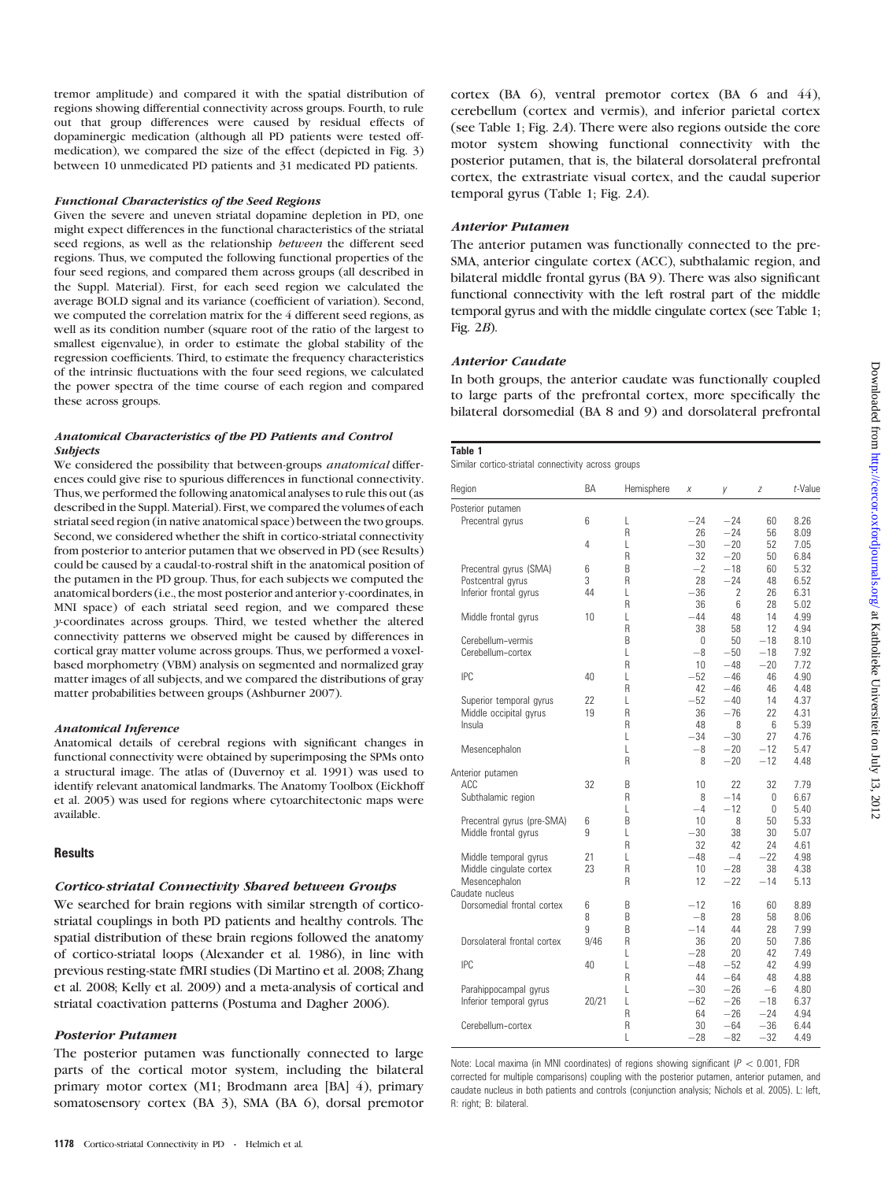tremor amplitude) and compared it with the spatial distribution of regions showing differential connectivity across groups. Fourth, to rule out that group differences were caused by residual effects of dopaminergic medication (although all PD patients were tested off-medication), we compared the size of the effect (depicted in Fig. 3) between 10 unmedicated PD patients and 31 medicated PD patients.

### *Functional Characteristics of the Seed Regions*

Given the severe and uneven striatal dopamine depletion in PD, one might expect differences in the functional characteristics of the striatal seed regions, as well as the relationship *between* the different seed regions. Thus, we computed the following functional properties of the four seed regions, and compared them across groups (all described in the Suppl. Material). First, for each seed region we calculated the average BOLD signal and its variance (coefficient of variation). Second, we computed the correlation matrix for the 4 different seed regions, as well as its condition number (square root of the ratio of the largest to smallest eigenvalue), in order to estimate the global stability of the regression coefficients. Third, to estimate the frequency characteristics of the intrinsic fluctuations with the four seed regions, we calculated the power spectra of the time course of each region and compared these across groups.

### *Anatomical Characteristics of the PD Patients and Control Subjects*

We considered the possibility that between-groups *anatomical* differences could give rise to spurious differences in functional connectivity. Thus, we performed the following anatomical analyses to rule this out (as described in the Suppl. Material). First, we compared the volumes of each striatal seed region (in native anatomical space) between the two groups. Second, we considered whether the shift in cortico-striatal connectivity from posterior to anterior putamen that we observed in PD (see Results) could be caused by a caudal-to-rostral shift in the anatomical position of the putamen in the PD group. Thus, for each subjects we computed the anatomical borders (i.e., the most posterior and anterior *y*-coordinates, in MNI space) of each striatal seed region, and we compared these *y*-coordinates across groups. Third, we tested whether the altered connectivity patterns we observed might be caused by differences in cortical gray matter volume across groups. Thus, we performed a voxel-based morphometry (VBM) analysis on segmented and normalized gray matter images of all subjects, and we compared the distributions of gray matter probabilities between groups (Ashburner 2007).

### *Anatomical Inference*

Anatomical details of cerebral regions with significant changes in functional connectivity were obtained by superimposing the SPMs onto a structural image. The atlas of (Duvernoy et al. 1991) was used to identify relevant anatomical landmarks. The Anatomy Toolbox (Eickhoff et al. 2005) was used for regions where cytoarchitectonic maps were available.

## Results

### *Cortico-striatal Connectivity Shared between Groups*

We searched for brain regions with similar strength of cortico-striatal couplings in both PD patients and healthy controls. The spatial distribution of these brain regions followed the anatomy of cortico-striatal loops (Alexander et al. 1986), in line with previous resting-state fMRI studies (Di Martino et al. 2008; Zhang et al. 2008; Kelly et al. 2009) and a meta-analysis of cortical and striatal coactivation patterns (Postuma and Dagher 2006).

### *Posterior Putamen*

The posterior putamen was functionally connected to large parts of the cortical motor system, including the bilateral primary motor cortex (M1; Brodmann area [BA] 4), primary somatosensory cortex (BA 3), SMA (BA 6), dorsal premotor cortex (BA 6), ventral premotor cortex (BA 6 and 44), cerebellum (cortex and vermis), and inferior parietal cortex (see Table 1; Fig. 2*A*). There were also regions outside the core motor system showing functional connectivity with the posterior putamen, that is, the bilateral dorsolateral prefrontal cortex, the extrastriate visual cortex, and the caudal superior temporal gyrus (Table 1; Fig. 2*A*).

### *Anterior Putamen*

The anterior putamen was functionally connected to the pre-SMA, anterior cingulate cortex (ACC), subthalamic region, and bilateral middle frontal gyrus (BA 9). There was also significant functional connectivity with the left rostral part of the middle temporal gyrus and with the middle cingulate cortex (see Table 1; Fig. 2*B*).

### *Anterior Caudate*

In both groups, the anterior caudate was functionally coupled to large parts of the prefrontal cortex, more specifically the bilateral dorsomedial (BA 8 and 9) and dorsolateral prefrontal

**Table 1**

Similar cortico-striatal connectivity across groups

| Region | BA | Hemisphere | *x* | *y* | *z* | *t*-Value |
|---|---|---|---|---|---|---|
| Posterior putamen | | | | | | |
| Precentral gyrus | 6 | L | −24 | −24 | 60 | 8.26 |
| | | R | 26 | −24 | 56 | 8.09 |
| | 4 | L | −30 | −20 | 52 | 7.05 |
| | | R | 32 | −20 | 50 | 6.84 |
| Precentral gyrus (SMA) | 6 | B | −2 | −18 | 60 | 5.32 |
| Postcentral gyrus | 3 | R | 28 | −24 | 48 | 6.52 |
| Inferior frontal gyrus | 44 | L | −36 | 2 | 26 | 6.31 |
| | | R | 36 | 6 | 28 | 5.02 |
| Middle frontal gyrus | 10 | L | −44 | 48 | 14 | 4.99 |
| | | R | 38 | 58 | 12 | 4.94 |
| Cerebellum–vermis | | B | 0 | −50 | −18 | 8.10 |
| Cerebellum–cortex | | L | −8 | −50 | −18 | 7.92 |
| | | R | 10 | −48 | −20 | 7.72 |
| IPC | 40 | L | −52 | −46 | 46 | 4.90 |
| | | R | 42 | −46 | 46 | 4.48 |
| Superior temporal gyrus | 22 | L | −52 | −40 | 14 | 4.37 |
| Middle occipital gyrus | 19 | R | 36 | −76 | 22 | 4.31 |
| Insula | | R | 48 | 8 | 6 | 5.39 |
| | | L | −34 | −30 | 27 | 4.76 |
| Mesencephalon | | L | −8 | −20 | −12 | 5.47 |
| | | R | 8 | −20 | −12 | 4.48 |
| Anterior putamen | | | | | | |
| ACC | 32 | B | 10 | 22 | 32 | 7.79 |
| Subthalamic region | | R | 8 | −14 | 0 | 6.67 |
| | | L | −4 | −12 | 0 | 5.40 |
| Precentral gyrus (pre-SMA) | 6 | B | 10 | 8 | 50 | 5.33 |
| Middle frontal gyrus | 9 | L | −30 | 38 | 30 | 5.07 |
| | | R | 32 | 42 | 24 | 4.61 |
| Middle temporal gyrus | 21 | L | −48 | −4 | −22 | 4.98 |
| Middle cingulate cortex | 23 | R | 10 | −28 | 38 | 4.38 |
| Mesencephalon | | R | 12 | −22 | −14 | 5.13 |
| Caudate nucleus | | | | | | |
| Dorsomedial frontal cortex | 6 | B | −12 | 16 | 60 | 8.89 |
| | 8 | B | −8 | 28 | 58 | 8.06 |
| | 9 | B | −14 | 44 | 28 | 7.99 |
| Dorsolateral frontal cortex | 9/46 | R | 36 | 20 | 50 | 7.86 |
| | | L | −28 | 20 | 42 | 7.49 |
| IPC | 40 | L | −48 | −52 | 42 | 4.99 |
| | | R | 44 | −64 | 48 | 4.88 |
| Parahippocampal gyrus | | L | −30 | −26 | −6 | 4.80 |
| Inferior temporal gyrus | 20/21 | L | −62 | −26 | −18 | 6.37 |
| | | R | 64 | −26 | −24 | 4.94 |
| Cerebellum–cortex | | R | 30 | −64 | −36 | 6.44 |
| | | L | −28 | −82 | −32 | 4.49 |

Note: Local maxima (in MNI coordinates) of regions showing significant ($P < 0.001$, FDR corrected for multiple comparisons) coupling with the posterior putamen, anterior putamen, and caudate nucleus in both patients and controls (conjunction analysis; Nichols et al. 2005). L: left, R: right; B: bilateral.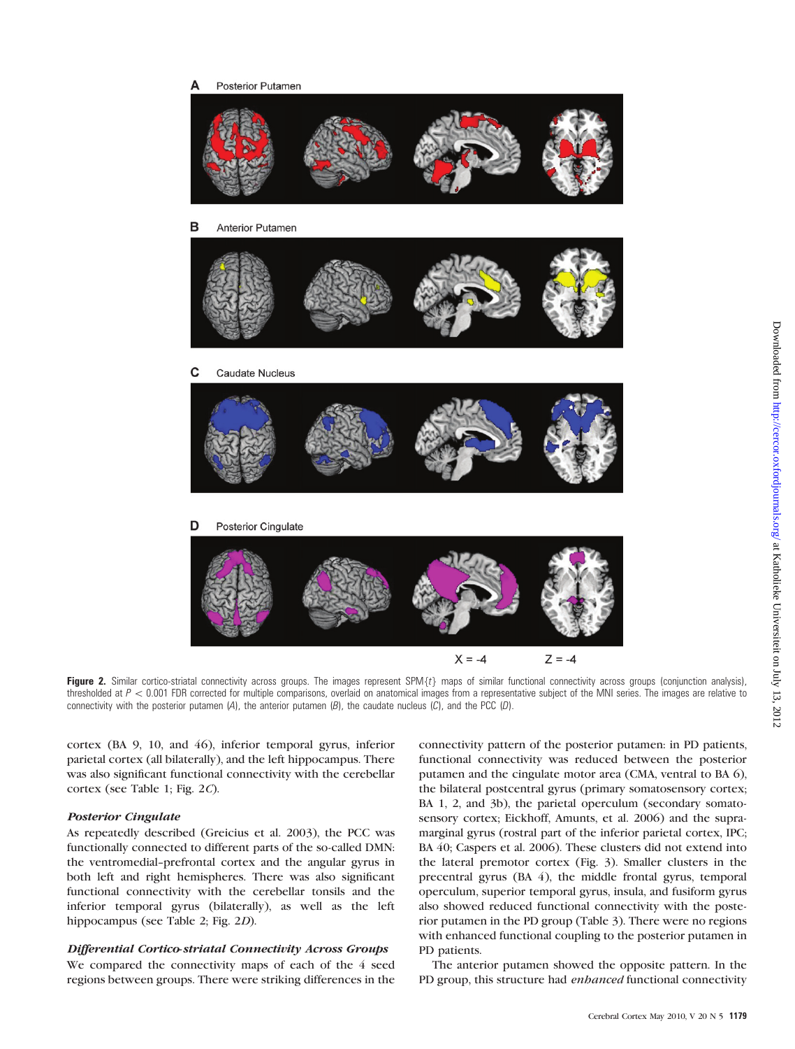**Figure 2.** Similar cortico-striatal connectivity across groups. The images represent SPM{$t$} maps of similar functional connectivity across groups (conjunction analysis), thresholded at $P < 0.001$ FDR corrected for multiple comparisons, overlaid on anatomical images from a representative subject of the MNI series. The images are relative to connectivity with the posterior putamen (*A*), the anterior putamen (*B*), the caudate nucleus (*C*), and the PCC (*D*).

cortex (BA 9, 10, and 46), inferior temporal gyrus, inferior parietal cortex (all bilaterally), and the left hippocampus. There was also significant functional connectivity with the cerebellar cortex (see Table 1; Fig. 2*C*).

### *Posterior Cingulate*

As repeatedly described (Greicius et al. 2003), the PCC was functionally connected to different parts of the so-called DMN: the ventromedial–prefrontal cortex and the angular gyrus in both left and right hemispheres. There was also significant functional connectivity with the cerebellar tonsils and the inferior temporal gyrus (bilaterally), as well as the left hippocampus (see Table 2; Fig. 2*D*).

### *Differential Cortico-striatal Connectivity Across Groups*

We compared the connectivity maps of each of the 4 seed regions between groups. There were striking differences in the connectivity pattern of the posterior putamen: in PD patients, functional connectivity was reduced between the posterior putamen and the cingulate motor area (CMA, ventral to BA 6), the bilateral postcentral gyrus (primary somatosensory cortex; BA 1, 2, and 3b), the parietal operculum (secondary somatosensory cortex; Eickhoff, Amunts, et al. 2006) and the supramarginal gyrus (rostral part of the inferior parietal cortex, IPC; BA 40; Caspers et al. 2006). These clusters did not extend into the lateral premotor cortex (Fig. 3). Smaller clusters in the precentral gyrus (BA 4), the middle frontal gyrus, temporal operculum, superior temporal gyrus, insula, and fusiform gyrus also showed reduced functional connectivity with the posterior putamen in the PD group (Table 3). There were no regions with enhanced functional coupling to the posterior putamen in PD patients.

The anterior putamen showed the opposite pattern. In the PD group, this structure had *enhanced* functional connectivity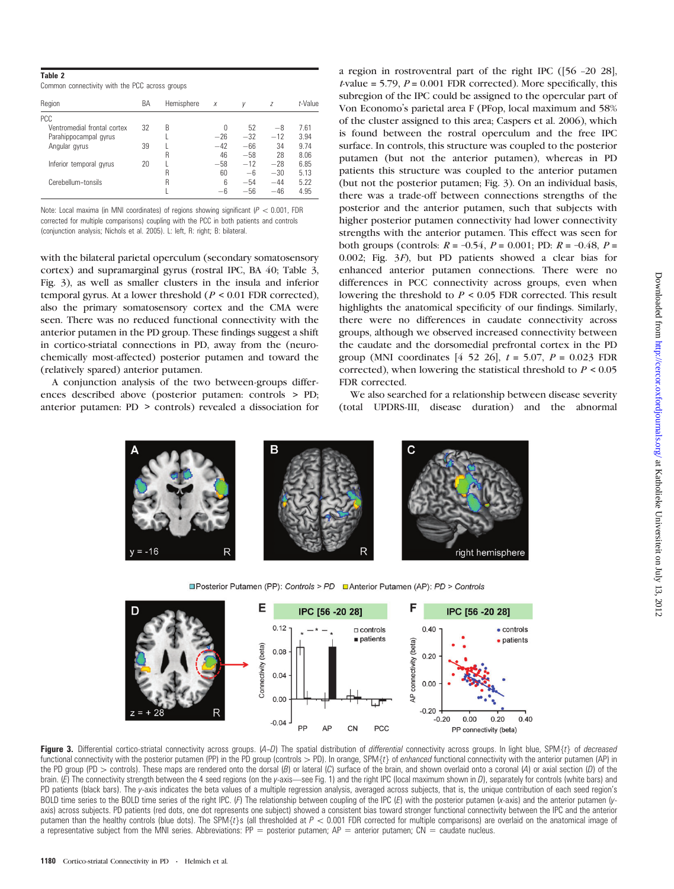**Table 2**
Common connectivity with the PCC across groups

| Region | BA | Hemisphere | x | y | z | t-Value |
|---|---|---|---|---|---|---|
| PCC | | | | | | |
| Ventromedial frontal cortex | 32 | B | 0 | 52 | −8 | 7.61 |
| Parahippocampal gyrus | | L | −26 | −32 | −12 | 3.94 |
| Angular gyrus | 39 | L | −42 | −66 | 34 | 9.74 |
| | | R | 46 | −58 | 28 | 8.06 |
| Inferior temporal gyrus | 20 | L | −58 | −12 | −28 | 6.85 |
| | | R | 60 | −6 | −30 | 5.13 |
| Cerebellum-tonsils | | R | 6 | −54 | −44 | 5.22 |
| | | L | −6 | −56 | −46 | 4.95 |

Note: Local maxima (in MNI coordinates) of regions showing significant ($P < 0.001$, FDR corrected for multiple comparisons) coupling with the PCC in both patients and controls (conjunction analysis; Nichols et al. 2005). L: left, R: right; B: bilateral.

with the bilateral parietal operculum (secondary somatosensory cortex) and supramarginal gyrus (rostral IPC, BA 40; Table 3, Fig. 3), as well as smaller clusters in the insula and inferior temporal gyrus. At a lower threshold ($P < 0.01$ FDR corrected), also the primary somatosensory cortex and the CMA were seen. There was no reduced functional connectivity with the anterior putamen in the PD group. These findings suggest a shift in cortico-striatal connections in PD, away from the (neurochemically most-affected) posterior putamen and toward the (relatively spared) anterior putamen.

A conjunction analysis of the two between-groups differences described above (posterior putamen: controls > PD; anterior putamen: PD > controls) revealed a dissociation for a region in rostroventral part of the right IPC ([56 −20 28], $t$-value = 5.79, $P = 0.001$ FDR corrected). More specifically, this subregion of the IPC could be assigned to the opercular part of Von Economo's parietal area F (PFop, local maximum and 58% of the cluster assigned to this area; Caspers et al. 2006), which is found between the rostral operculum and the free IPC surface. In controls, this structure was coupled to the posterior putamen (but not the anterior putamen), whereas in PD patients this structure was coupled to the anterior putamen (but not the posterior putamen; Fig. 3). On an individual basis, there was a trade-off between connections strengths of the posterior and the anterior putamen, such that subjects with higher posterior putamen connectivity had lower connectivity strengths with the anterior putamen. This effect was seen for both groups (controls: $R = -0.54$, $P = 0.001$; PD: $R = -0.48$, $P = 0.002$; Fig. 3*F*), but PD patients showed a clear bias for enhanced anterior putamen connections. There were no differences in PCC connectivity across groups, even when lowering the threshold to $P < 0.05$ FDR corrected. This result highlights the anatomical specificity of our findings. Similarly, there were no differences in caudate connectivity across groups, although we observed increased connectivity between the caudate and the dorsomedial prefrontal cortex in the PD group (MNI coordinates [4 52 26], $t = 5.07$, $P = 0.023$ FDR corrected), when lowering the statistical threshold to $P < 0.05$ FDR corrected.

We also searched for a relationship between disease severity (total UPDRS-III, disease duration) and the abnormal

**Figure 3.** Differential cortico-striatal connectivity across groups. (*A–D*) The spatial distribution of *differential* connectivity across groups. In light blue, SPM{*t*} of *decreased* functional connectivity with the posterior putamen (PP) in the PD group (controls > PD). In orange, SPM{*t*} of *enhanced* functional connectivity with the anterior putamen (AP) in the PD group (PD > controls). These maps are rendered onto the dorsal (*B*) or lateral (*C*) surface of the brain, and shown overlaid onto a coronal (*A*) or axial section (*D*) of the brain. (*E*) The connectivity strength between the 4 seed regions (on the *y*-axis—see Fig. 1) and the right IPC (local maximum shown in *D*), separately for controls (white bars) and PD patients (black bars). The *y*-axis indicates the beta values of a multiple regression analysis, averaged across subjects, that is, the unique contribution of each seed region's BOLD time series to the BOLD time series of the right IPC. (*F*) The relationship between coupling of the IPC (*E*) with the posterior putamen (*x*-axis) and the anterior putamen (*y*-axis) across subjects. PD patients (red dots, one dot represents one subject) showed a consistent bias toward stronger functional connectivity between the IPC and the anterior putamen than the healthy controls (blue dots). The SPM{*t*}s (all thresholded at $P < 0.001$ FDR corrected for multiple comparisons) are overlaid on the anatomical image of a representative subject from the MNI series. Abbreviations: PP = posterior putamen; AP = anterior putamen; CN = caudate nucleus.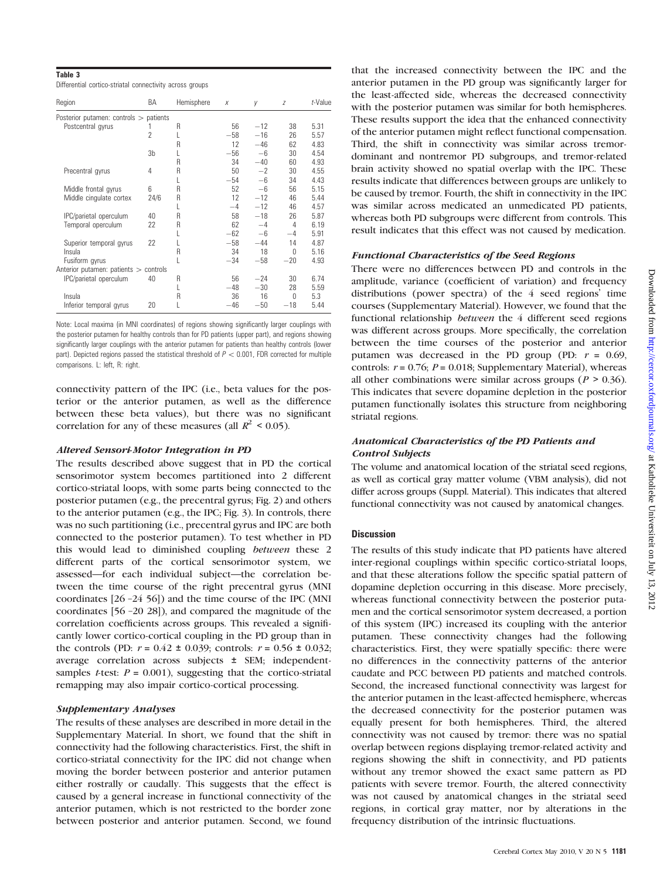**Table 3**

Differential cortico-striatal connectivity across groups

| Region | BA | Hemisphere | x | y | z | t-Value |
|---|---|---|---|---|---|---|
| Posterior putamen: controls > patients | | | | | | |
| Postcentral gyrus | 1 | R | 56 | −12 | 38 | 5.31 |
| | 2 | L | −58 | −16 | 26 | 5.57 |
| | | R | 12 | −46 | 62 | 4.83 |
| | 3b | L | −56 | −6 | 30 | 4.54 |
| | | R | 34 | −40 | 60 | 4.93 |
| Precentral gyrus | 4 | R | 50 | −2 | 30 | 4.55 |
| | | L | −54 | −6 | 34 | 4.43 |
| Middle frontal gyrus | 6 | R | 52 | −6 | 56 | 5.15 |
| Middle cingulate cortex | 24/6 | R | 12 | −12 | 46 | 5.44 |
| | | L | −4 | −12 | 46 | 4.57 |
| IPC/parietal operculum | 40 | R | 58 | −18 | 26 | 5.87 |
| Temporal operculum | 22 | R | 62 | −4 | 4 | 6.19 |
| | | L | −62 | −6 | −4 | 5.91 |
| Superior temporal gyrus | 22 | L | −58 | −44 | 14 | 4.87 |
| Insula | | R | 34 | 18 | 0 | 5.16 |
| Fusiform gyrus | | L | −34 | −58 | −20 | 4.93 |
| Anterior putamen: patients > controls | | | | | | |
| IPC/parietal operculum | 40 | R | 56 | −24 | 30 | 6.74 |
| | | L | −48 | −30 | 28 | 5.59 |
| Insula | | R | 36 | 16 | 0 | 5.3 |
| Inferior temporal gyrus | 20 | L | −46 | −50 | −18 | 5.44 |

Note: Local maxima (in MNI coordinates) of regions showing significantly larger couplings with the posterior putamen for healthy controls than for PD patients (upper part), and regions showing significantly larger couplings with the anterior putamen for patients than healthy controls (lower part). Depicted regions passed the statistical threshold of $P < 0.001$, FDR corrected for multiple comparisons. L: left, R: right.

connectivity pattern of the IPC (i.e., beta values for the posterior or the anterior putamen, as well as the difference between these beta values), but there was no significant correlation for any of these measures (all $R^2 < 0.05$).

### *Altered Sensori-Motor Integration in PD*

The results described above suggest that in PD the cortical sensorimotor system becomes partitioned into 2 different cortico-striatal loops, with some parts being connected to the posterior putamen (e.g., the precentral gyrus; Fig. 2) and others to the anterior putamen (e.g., the IPC; Fig. 3). In controls, there was no such partitioning (i.e., precentral gyrus and IPC are both connected to the posterior putamen). To test whether in PD this would lead to diminished coupling *between* these 2 different parts of the cortical sensorimotor system, we assessed—for each individual subject—the correlation between the time course of the right precentral gyrus (MNI coordinates [26 −24 56]) and the time course of the IPC (MNI coordinates [56 −20 28]), and compared the magnitude of the correlation coefficients across groups. This revealed a significantly lower cortico-cortical coupling in the PD group than in the controls (PD: $r = 0.42 \pm 0.039$; controls: $r = 0.56 \pm 0.032$; average correlation across subjects ± SEM; independent-samples *t*-test: $P = 0.001$), suggesting that the cortico-striatal remapping may also impair cortico-cortical processing.

### *Supplementary Analyses*

The results of these analyses are described in more detail in the Supplementary Material. In short, we found that the shift in connectivity had the following characteristics. First, the shift in cortico-striatal connectivity for the IPC did not change when moving the border between posterior and anterior putamen either rostrally or caudally. This suggests that the effect is caused by a general increase in functional connectivity of the anterior putamen, which is not restricted to the border zone between posterior and anterior putamen. Second, we found that the increased connectivity between the IPC and the anterior putamen in the PD group was significantly larger for the least-affected side, whereas the decreased connectivity with the posterior putamen was similar for both hemispheres. These results support the idea that the enhanced connectivity of the anterior putamen might reflect functional compensation. Third, the shift in connectivity was similar across tremor-dominant and nontremor PD subgroups, and tremor-related brain activity showed no spatial overlap with the IPC. These results indicate that differences between groups are unlikely to be caused by tremor. Fourth, the shift in connectivity in the IPC was similar across medicated an unmedicated PD patients, whereas both PD subgroups were different from controls. This result indicates that this effect was not caused by medication.

### *Functional Characteristics of the Seed Regions*

There were no differences between PD and controls in the amplitude, variance (coefficient of variation) and frequency distributions (power spectra) of the 4 seed regions' time courses (Supplementary Material). However, we found that the functional relationship *between* the 4 different seed regions was different across groups. More specifically, the correlation between the time courses of the posterior and anterior putamen was decreased in the PD group (PD: $r = 0.69$, controls: $r = 0.76$; $P = 0.018$; Supplementary Material), whereas all other combinations were similar across groups ($P > 0.36$). This indicates that severe dopamine depletion in the posterior putamen functionally isolates this structure from neighboring striatal regions.

### *Anatomical Characteristics of the PD Patients and Control Subjects*

The volume and anatomical location of the striatal seed regions, as well as cortical gray matter volume (VBM analysis), did not differ across groups (Suppl. Material). This indicates that altered functional connectivity was not caused by anatomical changes.

## Discussion

The results of this study indicate that PD patients have altered inter-regional couplings within specific cortico-striatal loops, and that these alterations follow the specific spatial pattern of dopamine depletion occurring in this disease. More precisely, whereas functional connectivity between the posterior putamen and the cortical sensorimotor system decreased, a portion of this system (IPC) increased its coupling with the anterior putamen. These connectivity changes had the following characteristics. First, they were spatially specific: there were no differences in the connectivity patterns of the anterior caudate and PCC between PD patients and matched controls. Second, the increased functional connectivity was largest for the anterior putamen in the least-affected hemisphere, whereas the decreased connectivity for the posterior putamen was equally present for both hemispheres. Third, the altered connectivity was not caused by tremor: there was no spatial overlap between regions displaying tremor-related activity and regions showing the shift in connectivity, and PD patients without any tremor showed the exact same pattern as PD patients with severe tremor. Fourth, the altered connectivity was not caused by anatomical changes in the striatal seed regions, in cortical gray matter, nor by alterations in the frequency distribution of the intrinsic fluctuations.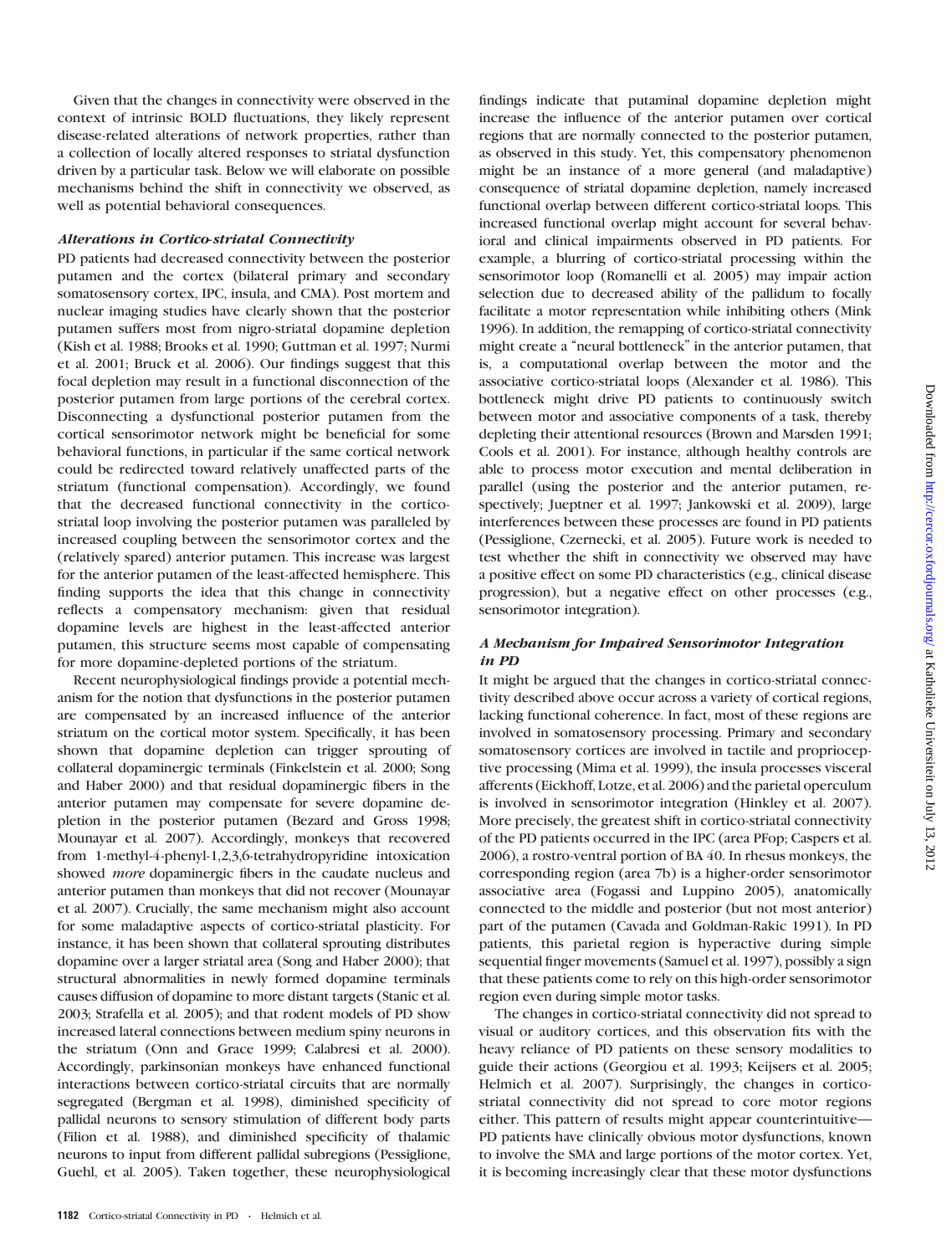Given that the changes in connectivity were observed in the context of intrinsic BOLD fluctuations, they likely represent disease-related alterations of network properties, rather than a collection of locally altered responses to striatal dysfunction driven by a particular task. Below we will elaborate on possible mechanisms behind the shift in connectivity we observed, as well as potential behavioral consequences.

### *Alterations in Cortico-striatal Connectivity*

PD patients had decreased connectivity between the posterior putamen and the cortex (bilateral primary and secondary somatosensory cortex, IPC, insula, and CMA). Post mortem and nuclear imaging studies have clearly shown that the posterior putamen suffers most from nigro-striatal dopamine depletion (Kish et al. 1988; Brooks et al. 1990; Guttman et al. 1997; Nurmi et al. 2001; Bruck et al. 2006). Our findings suggest that this focal depletion may result in a functional disconnection of the posterior putamen from large portions of the cerebral cortex. Disconnecting a dysfunctional posterior putamen from the cortical sensorimotor network might be beneficial for some behavioral functions, in particular if the same cortical network could be redirected toward relatively unaffected parts of the striatum (functional compensation). Accordingly, we found that the decreased functional connectivity in the cortico-striatal loop involving the posterior putamen was paralleled by increased coupling between the sensorimotor cortex and the (relatively spared) anterior putamen. This increase was largest for the anterior putamen of the least-affected hemisphere. This finding supports the idea that this change in connectivity reflects a compensatory mechanism: given that residual dopamine levels are highest in the least-affected anterior putamen, this structure seems most capable of compensating for more dopamine-depleted portions of the striatum.

Recent neurophysiological findings provide a potential mechanism for the notion that dysfunctions in the posterior putamen are compensated by an increased influence of the anterior striatum on the cortical motor system. Specifically, it has been shown that dopamine depletion can trigger sprouting of collateral dopaminergic terminals (Finkelstein et al. 2000; Song and Haber 2000) and that residual dopaminergic fibers in the anterior putamen may compensate for severe dopamine depletion in the posterior putamen (Bezard and Gross 1998; Mounayar et al. 2007). Accordingly, monkeys that recovered from 1-methyl-4-phenyl-1,2,3,6-tetrahydropyridine intoxication showed *more* dopaminergic fibers in the caudate nucleus and anterior putamen than monkeys that did not recover (Mounayar et al. 2007). Crucially, the same mechanism might also account for some maladaptive aspects of cortico-striatal plasticity. For instance, it has been shown that collateral sprouting distributes dopamine over a larger striatal area (Song and Haber 2000); that structural abnormalities in newly formed dopamine terminals causes diffusion of dopamine to more distant targets (Stanic et al. 2003; Strafella et al. 2005); and that rodent models of PD show increased lateral connections between medium spiny neurons in the striatum (Onn and Grace 1999; Calabresi et al. 2000). Accordingly, parkinsonian monkeys have enhanced functional interactions between cortico-striatal circuits that are normally segregated (Bergman et al. 1998), diminished specificity of pallidal neurons to sensory stimulation of different body parts (Filion et al. 1988), and diminished specificity of thalamic neurons to input from different pallidal subregions (Pessiglione, Guehl, et al. 2005). Taken together, these neurophysiological findings indicate that putaminal dopamine depletion might increase the influence of the anterior putamen over cortical regions that are normally connected to the posterior putamen, as observed in this study. Yet, this compensatory phenomenon might be an instance of a more general (and maladaptive) consequence of striatal dopamine depletion, namely increased functional overlap between different cortico-striatal loops. This increased functional overlap might account for several behavioral and clinical impairments observed in PD patients. For example, a blurring of cortico-striatal processing within the sensorimotor loop (Romanelli et al. 2005) may impair action selection due to decreased ability of the pallidum to focally facilitate a motor representation while inhibiting others (Mink 1996). In addition, the remapping of cortico-striatal connectivity might create a "neural bottleneck" in the anterior putamen, that is, a computational overlap between the motor and the associative cortico-striatal loops (Alexander et al. 1986). This bottleneck might drive PD patients to continuously switch between motor and associative components of a task, thereby depleting their attentional resources (Brown and Marsden 1991; Cools et al. 2001). For instance, although healthy controls are able to process motor execution and mental deliberation in parallel (using the posterior and the anterior putamen, respectively; Jueptner et al. 1997; Jankowski et al. 2009), large interferences between these processes are found in PD patients (Pessiglione, Czernecki, et al. 2005). Future work is needed to test whether the shift in connectivity we observed may have a positive effect on some PD characteristics (e.g., clinical disease progression), but a negative effect on other processes (e.g., sensorimotor integration).

### *A Mechanism for Impaired Sensorimotor Integration in PD*

It might be argued that the changes in cortico-striatal connectivity described above occur across a variety of cortical regions, lacking functional coherence. In fact, most of these regions are involved in somatosensory processing. Primary and secondary somatosensory cortices are involved in tactile and proprioceptive processing (Mima et al. 1999), the insula processes visceral afferents (Eickhoff, Lotze, et al. 2006) and the parietal operculum is involved in sensorimotor integration (Hinkley et al. 2007). More precisely, the greatest shift in cortico-striatal connectivity of the PD patients occurred in the IPC (area PFop; Caspers et al. 2006), a rostro-ventral portion of BA 40. In rhesus monkeys, the corresponding region (area 7b) is a higher-order sensorimotor associative area (Fogassi and Luppino 2005), anatomically connected to the middle and posterior (but not most anterior) part of the putamen (Cavada and Goldman-Rakic 1991). In PD patients, this parietal region is hyperactive during simple sequential finger movements (Samuel et al. 1997), possibly a sign that these patients come to rely on this high-order sensorimotor region even during simple motor tasks.

The changes in cortico-striatal connectivity did not spread to visual or auditory cortices, and this observation fits with the heavy reliance of PD patients on these sensory modalities to guide their actions (Georgiou et al. 1993; Keijsers et al. 2005; Helmich et al. 2007). Surprisingly, the changes in cortico-striatal connectivity did not spread to core motor regions either. This pattern of results might appear counterintuitive—PD patients have clinically obvious motor dysfunctions, known to involve the SMA and large portions of the motor cortex. Yet, it is becoming increasingly clear that these motor dysfunctions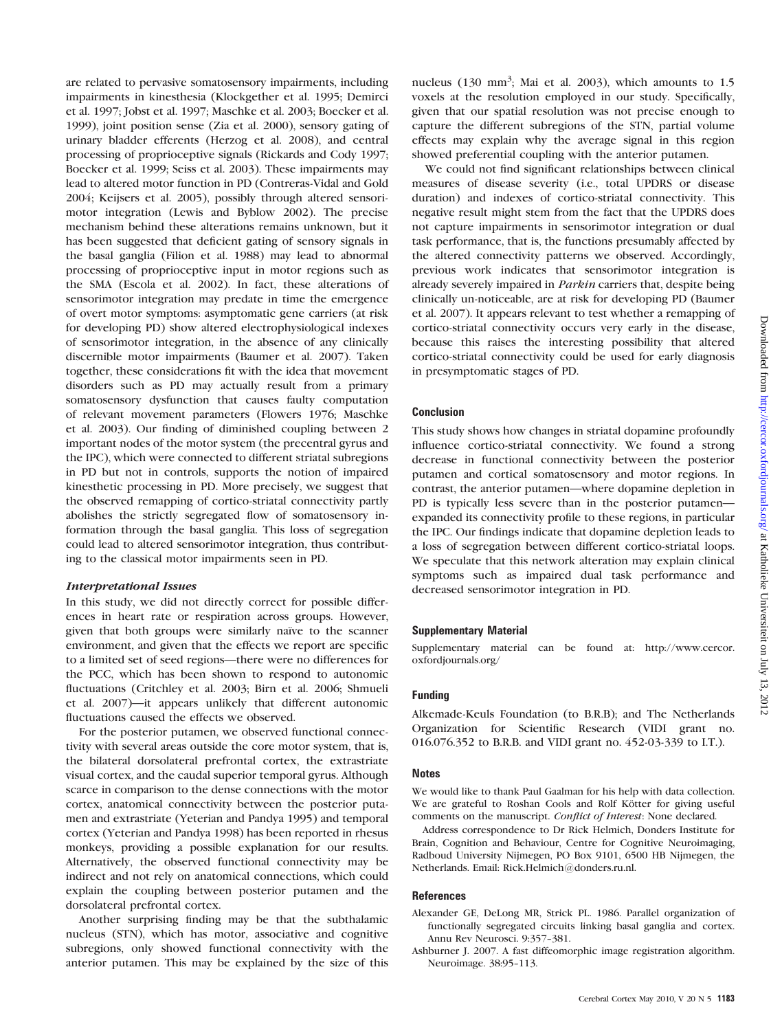are related to pervasive somatosensory impairments, including impairments in kinesthesia (Klockgether et al. 1995; Demirci et al. 1997; Jobst et al. 1997; Maschke et al. 2003; Boecker et al. 1999), joint position sense (Zia et al. 2000), sensory gating of urinary bladder efferents (Herzog et al. 2008), and central processing of proprioceptive signals (Rickards and Cody 1997; Boecker et al. 1999; Seiss et al. 2003). These impairments may lead to altered motor function in PD (Contreras-Vidal and Gold 2004; Keijsers et al. 2005), possibly through altered sensorimotor integration (Lewis and Byblow 2002). The precise mechanism behind these alterations remains unknown, but it has been suggested that deficient gating of sensory signals in the basal ganglia (Filion et al. 1988) may lead to abnormal processing of proprioceptive input in motor regions such as the SMA (Escola et al. 2002). In fact, these alterations of sensorimotor integration may predate in time the emergence of overt motor symptoms: asymptomatic gene carriers (at risk for developing PD) show altered electrophysiological indexes of sensorimotor integration, in the absence of any clinically discernible motor impairments (Baumer et al. 2007). Taken together, these considerations fit with the idea that movement disorders such as PD may actually result from a primary somatosensory dysfunction that causes faulty computation of relevant movement parameters (Flowers 1976; Maschke et al. 2003). Our finding of diminished coupling between 2 important nodes of the motor system (the precentral gyrus and the IPC), which were connected to different striatal subregions in PD but not in controls, supports the notion of impaired kinesthetic processing in PD. More precisely, we suggest that the observed remapping of cortico-striatal connectivity partly abolishes the strictly segregated flow of somatosensory information through the basal ganglia. This loss of segregation could lead to altered sensorimotor integration, thus contributing to the classical motor impairments seen in PD.

### *Interpretational Issues*

In this study, we did not directly correct for possible differences in heart rate or respiration across groups. However, given that both groups were similarly naïve to the scanner environment, and given that the effects we report are specific to a limited set of seed regions—there were no differences for the PCC, which has been shown to respond to autonomic fluctuations (Critchley et al. 2003; Birn et al. 2006; Shmueli et al. 2007)—it appears unlikely that different autonomic fluctuations caused the effects we observed.

For the posterior putamen, we observed functional connectivity with several areas outside the core motor system, that is, the bilateral dorsolateral prefrontal cortex, the extrastriate visual cortex, and the caudal superior temporal gyrus. Although scarce in comparison to the dense connections with the motor cortex, anatomical connectivity between the posterior putamen and extrastriate (Yeterian and Pandya 1995) and temporal cortex (Yeterian and Pandya 1998) has been reported in rhesus monkeys, providing a possible explanation for our results. Alternatively, the observed functional connectivity may be indirect and not rely on anatomical connections, which could explain the coupling between posterior putamen and the dorsolateral prefrontal cortex.

Another surprising finding may be that the subthalamic nucleus (STN), which has motor, associative and cognitive subregions, only showed functional connectivity with the anterior putamen. This may be explained by the size of this nucleus (130 $mm^3$; Mai et al. 2003), which amounts to 1.5 voxels at the resolution employed in our study. Specifically, given that our spatial resolution was not precise enough to capture the different subregions of the STN, partial volume effects may explain why the average signal in this region showed preferential coupling with the anterior putamen.

We could not find significant relationships between clinical measures of disease severity (i.e., total UPDRS or disease duration) and indexes of cortico-striatal connectivity. This negative result might stem from the fact that the UPDRS does not capture impairments in sensorimotor integration or dual task performance, that is, the functions presumably affected by the altered connectivity patterns we observed. Accordingly, previous work indicates that sensorimotor integration is already severely impaired in *Parkin* carriers that, despite being clinically un-noticeable, are at risk for developing PD (Baumer et al. 2007). It appears relevant to test whether a remapping of cortico-striatal connectivity occurs very early in the disease, because this raises the interesting possibility that altered cortico-striatal connectivity could be used for early diagnosis in presymptomatic stages of PD.

## Conclusion

This study shows how changes in striatal dopamine profoundly influence cortico-striatal connectivity. We found a strong decrease in functional connectivity between the posterior putamen and cortical somatosensory and motor regions. In contrast, the anterior putamen—where dopamine depletion in PD is typically less severe than in the posterior putamen—expanded its connectivity profile to these regions, in particular the IPC. Our findings indicate that dopamine depletion leads to a loss of segregation between different cortico-striatal loops. We speculate that this network alteration may explain clinical symptoms such as impaired dual task performance and decreased sensorimotor integration in PD.

## Supplementary Material

Supplementary material can be found at: http://www.cercor.oxfordjournals.org/

## Funding

Alkemade-Keuls Foundation (to B.R.B); and The Netherlands Organization for Scientific Research (VIDI grant no. 016.076.352 to B.R.B. and VIDI grant no. 452-03-339 to I.T.).

## Notes

We would like to thank Paul Gaalman for his help with data collection. We are grateful to Roshan Cools and Rolf Kötter for giving useful comments on the manuscript. *Conflict of Interest*: None declared.

Address correspondence to Dr Rick Helmich, Donders Institute for Brain, Cognition and Behaviour, Centre for Cognitive Neuroimaging, Radboud University Nijmegen, PO Box 9101, 6500 HB Nijmegen, the Netherlands. Email: Rick.Helmich@donders.ru.nl.

## References

Alexander GE, DeLong MR, Strick PL. 1986. Parallel organization of functionally segregated circuits linking basal ganglia and cortex. Annu Rev Neurosci. 9:357–381.

Ashburner J. 2007. A fast diffeomorphic image registration algorithm. Neuroimage. 38:95–113.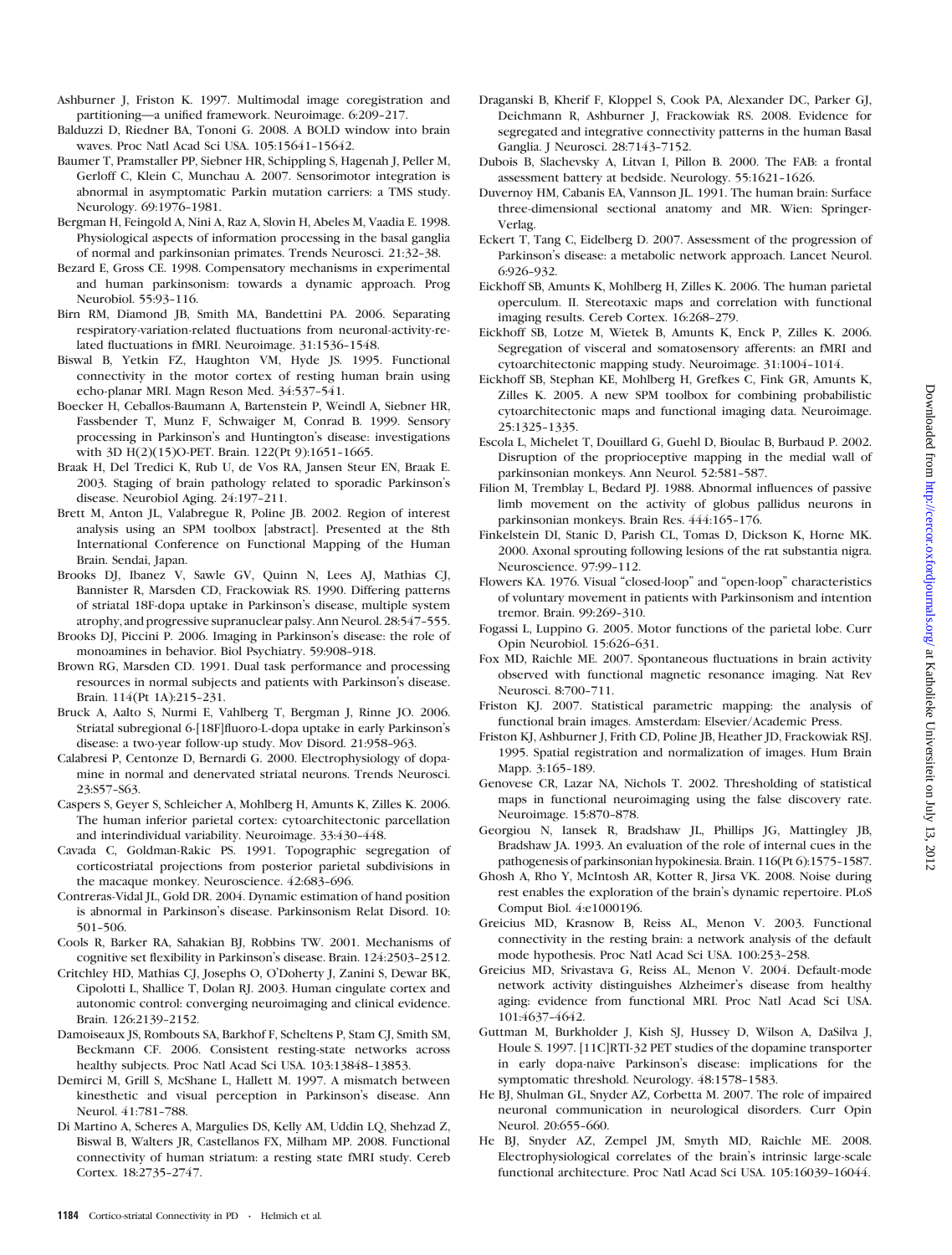Ashburner J, Friston K. 1997. Multimodal image coregistration and partitioning—a unified framework. Neuroimage. 6:209–217.

Balduzzi D, Riedner BA, Tononi G. 2008. A BOLD window into brain waves. Proc Natl Acad Sci USA. 105:15641–15642.

Baumer T, Pramstaller PP, Siebner HR, Schippling S, Hagenah J, Peller M, Gerloff C, Klein C, Munchau A. 2007. Sensorimotor integration is abnormal in asymptomatic Parkin mutation carriers: a TMS study. Neurology. 69:1976–1981.

Bergman H, Feingold A, Nini A, Raz A, Slovin H, Abeles M, Vaadia E. 1998. Physiological aspects of information processing in the basal ganglia of normal and parkinsonian primates. Trends Neurosci. 21:32–38.

Bezard E, Gross CE. 1998. Compensatory mechanisms in experimental and human parkinsonism: towards a dynamic approach. Prog Neurobiol. 55:93–116.

Birn RM, Diamond JB, Smith MA, Bandettini PA. 2006. Separating respiratory-variation-related fluctuations from neuronal-activity-related fluctuations in fMRI. Neuroimage. 31:1536–1548.

Biswal B, Yetkin FZ, Haughton VM, Hyde JS. 1995. Functional connectivity in the motor cortex of resting human brain using echo-planar MRI. Magn Reson Med. 34:537–541.

Boecker H, Ceballos-Baumann A, Bartenstein P, Weindl A, Siebner HR, Fassbender T, Munz F, Schwaiger M, Conrad B. 1999. Sensory processing in Parkinson's and Huntington's disease: investigations with 3D H(2)(15)O-PET. Brain. 122(Pt 9):1651–1665.

Braak H, Del Tredici K, Rub U, de Vos RA, Jansen Steur EN, Braak E. 2003. Staging of brain pathology related to sporadic Parkinson's disease. Neurobiol Aging. 24:197–211.

Brett M, Anton JL, Valabregue R, Poline JB. 2002. Region of interest analysis using an SPM toolbox [abstract]. Presented at the 8th International Conference on Functional Mapping of the Human Brain. Sendai, Japan.

Brooks DJ, Ibanez V, Sawle GV, Quinn N, Lees AJ, Mathias CJ, Bannister R, Marsden CD, Frackowiak RS. 1990. Differing patterns of striatal 18F-dopa uptake in Parkinson's disease, multiple system atrophy, and progressive supranuclear palsy. Ann Neurol. 28:547–555.

Brooks DJ, Piccini P. 2006. Imaging in Parkinson's disease: the role of monoamines in behavior. Biol Psychiatry. 59:908–918.

Brown RG, Marsden CD. 1991. Dual task performance and processing resources in normal subjects and patients with Parkinson's disease. Brain. 114(Pt 1A):215–231.

Bruck A, Aalto S, Nurmi E, Vahlberg T, Bergman J, Rinne JO. 2006. Striatal subregional 6-[18F]fluoro-L-dopa uptake in early Parkinson's disease: a two-year follow-up study. Mov Disord. 21:958–963.

Calabresi P, Centonze D, Bernardi G. 2000. Electrophysiology of dopamine in normal and denervated striatal neurons. Trends Neurosci. 23:S57–S63.

Caspers S, Geyer S, Schleicher A, Mohlberg H, Amunts K, Zilles K. 2006. The human inferior parietal cortex: cytoarchitectonic parcellation and interindividual variability. Neuroimage. 33:430–448.

Cavada C, Goldman-Rakic PS. 1991. Topographic segregation of corticostriatal projections from posterior parietal subdivisions in the macaque monkey. Neuroscience. 42:683–696.

Contreras-Vidal JL, Gold DR. 2004. Dynamic estimation of hand position is abnormal in Parkinson's disease. Parkinsonism Relat Disord. 10: 501–506.

Cools R, Barker RA, Sahakian BJ, Robbins TW. 2001. Mechanisms of cognitive set flexibility in Parkinson's disease. Brain. 124:2503–2512.

Critchley HD, Mathias CJ, Josephs O, O'Doherty J, Zanini S, Dewar BK, Cipolotti L, Shallice T, Dolan RJ. 2003. Human cingulate cortex and autonomic control: converging neuroimaging and clinical evidence. Brain. 126:2139–2152.

Damoiseaux JS, Rombouts SA, Barkhof F, Scheltens P, Stam CJ, Smith SM, Beckmann CF. 2006. Consistent resting-state networks across healthy subjects. Proc Natl Acad Sci USA. 103:13848–13853.

Demirci M, Grill S, McShane L, Hallett M. 1997. A mismatch between kinesthetic and visual perception in Parkinson's disease. Ann Neurol. 41:781–788.

Di Martino A, Scheres A, Margulies DS, Kelly AM, Uddin LQ, Shehzad Z, Biswal B, Walters JR, Castellanos FX, Milham MP. 2008. Functional connectivity of human striatum: a resting state fMRI study. Cereb Cortex. 18:2735–2747.

Draganski B, Kherif F, Kloppel S, Cook PA, Alexander DC, Parker GJ, Deichmann R, Ashburner J, Frackowiak RS. 2008. Evidence for segregated and integrative connectivity patterns in the human Basal Ganglia. J Neurosci. 28:7143–7152.

Dubois B, Slachevsky A, Litvan I, Pillon B. 2000. The FAB: a frontal assessment battery at bedside. Neurology. 55:1621–1626.

Duvernoy HM, Cabanis EA, Vannson JL. 1991. The human brain: Surface three-dimensional sectional anatomy and MR. Wien: Springer-Verlag.

Eckert T, Tang C, Eidelberg D. 2007. Assessment of the progression of Parkinson's disease: a metabolic network approach. Lancet Neurol. 6:926–932.

Eickhoff SB, Amunts K, Mohlberg H, Zilles K. 2006. The human parietal operculum. II. Stereotaxic maps and correlation with functional imaging results. Cereb Cortex. 16:268–279.

Eickhoff SB, Lotze M, Wietek B, Amunts K, Enck P, Zilles K. 2006. Segregation of visceral and somatosensory afferents: an fMRI and cytoarchitectonic mapping study. Neuroimage. 31:1004–1014.

Eickhoff SB, Stephan KE, Mohlberg H, Grefkes C, Fink GR, Amunts K, Zilles K. 2005. A new SPM toolbox for combining probabilistic cytoarchitectonic maps and functional imaging data. Neuroimage. 25:1325–1335.

Escola L, Michelet T, Douillard G, Guehl D, Bioulac B, Burbaud P. 2002. Disruption of the proprioceptive mapping in the medial wall of parkinsonian monkeys. Ann Neurol. 52:581–587.

Filion M, Tremblay L, Bedard PJ. 1988. Abnormal influences of passive limb movement on the activity of globus pallidus neurons in parkinsonian monkeys. Brain Res. 444:165–176.

Finkelstein DI, Stanic D, Parish CL, Tomas D, Dickson K, Horne MK. 2000. Axonal sprouting following lesions of the rat substantia nigra. Neuroscience. 97:99–112.

Flowers KA. 1976. Visual "closed-loop" and "open-loop" characteristics of voluntary movement in patients with Parkinsonism and intention tremor. Brain. 99:269–310.

Fogassi L, Luppino G. 2005. Motor functions of the parietal lobe. Curr Opin Neurobiol. 15:626–631.

Fox MD, Raichle ME. 2007. Spontaneous fluctuations in brain activity observed with functional magnetic resonance imaging. Nat Rev Neurosci. 8:700–711.

Friston KJ. 2007. Statistical parametric mapping: the analysis of functional brain images. Amsterdam: Elsevier/Academic Press.

Friston KJ, Ashburner J, Frith CD, Poline JB, Heather JD, Frackowiak RSJ. 1995. Spatial registration and normalization of images. Hum Brain Mapp. 3:165–189.

Genovese CR, Lazar NA, Nichols T. 2002. Thresholding of statistical maps in functional neuroimaging using the false discovery rate. Neuroimage. 15:870–878.

Georgiou N, Iansek R, Bradshaw JL, Phillips JG, Mattingley JB, Bradshaw JA. 1993. An evaluation of the role of internal cues in the pathogenesis of parkinsonian hypokinesia. Brain. 116(Pt 6):1575–1587.

Ghosh A, Rho Y, McIntosh AR, Kotter R, Jirsa VK. 2008. Noise during rest enables the exploration of the brain's dynamic repertoire. PLoS Comput Biol. 4:e1000196.

Greicius MD, Krasnow B, Reiss AL, Menon V. 2003. Functional connectivity in the resting brain: a network analysis of the default mode hypothesis. Proc Natl Acad Sci USA. 100:253–258.

Greicius MD, Srivastava G, Reiss AL, Menon V. 2004. Default-mode network activity distinguishes Alzheimer's disease from healthy aging: evidence from functional MRI. Proc Natl Acad Sci USA. 101:4637–4642.

Guttman M, Burkholder J, Kish SJ, Hussey D, Wilson A, DaSilva J, Houle S. 1997. [11C]RTI-32 PET studies of the dopamine transporter in early dopa-naive Parkinson's disease: implications for the symptomatic threshold. Neurology. 48:1578–1583.

He BJ, Shulman GL, Snyder AZ, Corbetta M. 2007. The role of impaired neuronal communication in neurological disorders. Curr Opin Neurol. 20:655–660.

He BJ, Snyder AZ, Zempel JM, Smyth MD, Raichle ME. 2008. Electrophysiological correlates of the brain's intrinsic large-scale functional architecture. Proc Natl Acad Sci USA. 105:16039–16044.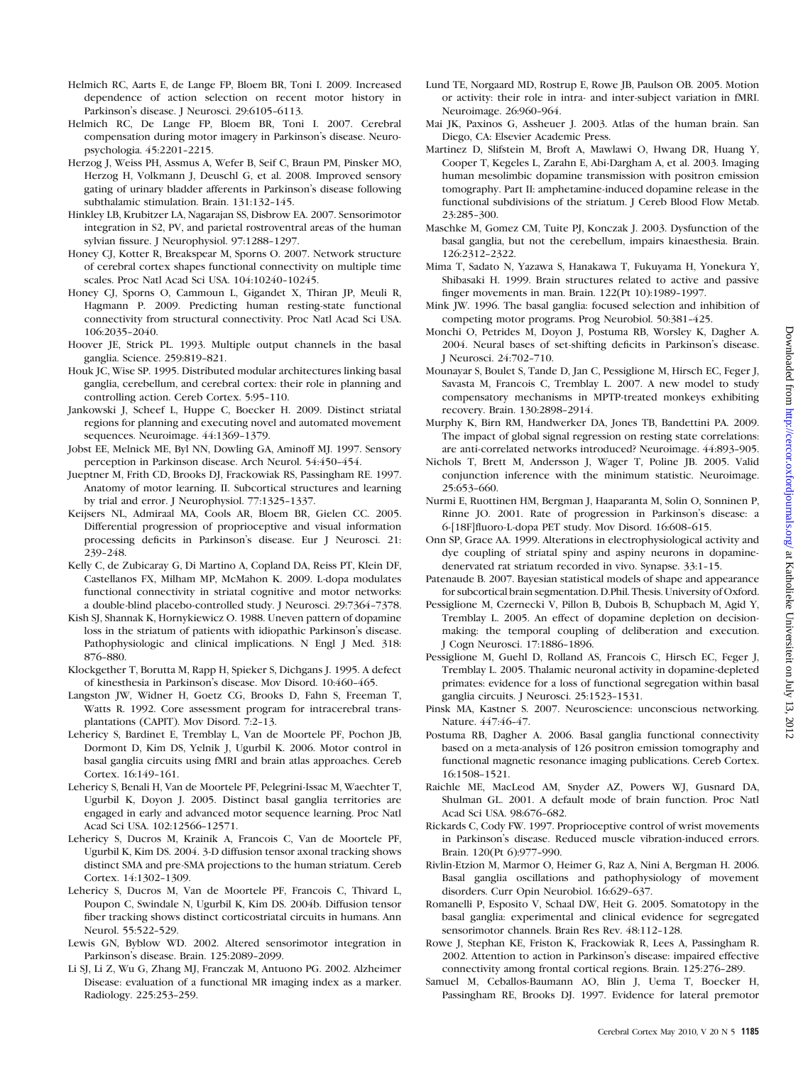Helmich RC, Aarts E, de Lange FP, Bloem BR, Toni I. 2009. Increased dependence of action selection on recent motor history in Parkinson's disease. J Neurosci. 29:6105-6113.

Helmich RC, De Lange FP, Bloem BR, Toni I. 2007. Cerebral compensation during motor imagery in Parkinson's disease. Neuropsychologia. 45:2201-2215.

Herzog J, Weiss PH, Assmus A, Wefer B, Seif C, Braun PM, Pinsker MO, Herzog H, Volkmann J, Deuschl G, et al. 2008. Improved sensory gating of urinary bladder afferents in Parkinson's disease following subthalamic stimulation. Brain. 131:132-145.

Hinkley LB, Krubitzer LA, Nagarajan SS, Disbrow EA. 2007. Sensorimotor integration in S2, PV, and parietal rostroventral areas of the human sylvian fissure. J Neurophysiol. 97:1288-1297.

Honey CJ, Kotter R, Breakspear M, Sporns O. 2007. Network structure of cerebral cortex shapes functional connectivity on multiple time scales. Proc Natl Acad Sci USA. 104:10240-10245.

Honey CJ, Sporns O, Cammoun L, Gigandet X, Thiran JP, Meuli R, Hagmann P. 2009. Predicting human resting-state functional connectivity from structural connectivity. Proc Natl Acad Sci USA. 106:2035-2040.

Hoover JE, Strick PL. 1993. Multiple output channels in the basal ganglia. Science. 259:819-821.

Houk JC, Wise SP. 1995. Distributed modular architectures linking basal ganglia, cerebellum, and cerebral cortex: their role in planning and controlling action. Cereb Cortex. 5:95-110.

Jankowski J, Scheef L, Huppe C, Boecker H. 2009. Distinct striatal regions for planning and executing novel and automated movement sequences. Neuroimage. 44:1369-1379.

Jobst EE, Melnick ME, Byl NN, Dowling GA, Aminoff MJ. 1997. Sensory perception in Parkinson disease. Arch Neurol. 54:450-454.

Jueptner M, Frith CD, Brooks DJ, Frackowiak RS, Passingham RE. 1997. Anatomy of motor learning. II. Subcortical structures and learning by trial and error. J Neurophysiol. 77:1325-1337.

Keijsers NL, Admiraal MA, Cools AR, Bloem BR, Gielen CC. 2005. Differential progression of proprioceptive and visual information processing deficits in Parkinson's disease. Eur J Neurosci. 21: 239-248.

Kelly C, de Zubicaray G, Di Martino A, Copland DA, Reiss PT, Klein DF, Castellanos FX, Milham MP, McMahon K. 2009. L-dopa modulates functional connectivity in striatal cognitive and motor networks: a double-blind placebo-controlled study. J Neurosci. 29:7364-7378.

Kish SJ, Shannak K, Hornykiewicz O. 1988. Uneven pattern of dopamine loss in the striatum of patients with idiopathic Parkinson's disease. Pathophysiologic and clinical implications. N Engl J Med. 318: 876-880.

Klockgether T, Borutta M, Rapp H, Spieker S, Dichgans J. 1995. A defect of kinesthesia in Parkinson's disease. Mov Disord. 10:460-465.

Langston JW, Widner H, Goetz CG, Brooks D, Fahn S, Freeman T, Watts R. 1992. Core assessment program for intracerebral transplantations (CAPIT). Mov Disord. 7:2-13.

Lehericy S, Bardinet E, Tremblay L, Van de Moortele PF, Pochon JB, Dormont D, Kim DS, Yelnik J, Ugurbil K. 2006. Motor control in basal ganglia circuits using fMRI and brain atlas approaches. Cereb Cortex. 16:149-161.

Lehericy S, Benali H, Van de Moortele PF, Pelegrini-Issac M, Waechter T, Ugurbil K, Doyon J. 2005. Distinct basal ganglia territories are engaged in early and advanced motor sequence learning. Proc Natl Acad Sci USA. 102:12566-12571.

Lehericy S, Ducros M, Krainik A, Francois C, Van de Moortele PF, Ugurbil K, Kim DS. 2004. 3-D diffusion tensor axonal tracking shows distinct SMA and pre-SMA projections to the human striatum. Cereb Cortex. 14:1302-1309.

Lehericy S, Ducros M, Van de Moortele PF, Francois C, Thivard L, Poupon C, Swindale N, Ugurbil K, Kim DS. 2004b. Diffusion tensor fiber tracking shows distinct corticostriatal circuits in humans. Ann Neurol. 55:522-529.

Lewis GN, Byblow WD. 2002. Altered sensorimotor integration in Parkinson's disease. Brain. 125:2089-2099.

Li SJ, Li Z, Wu G, Zhang MJ, Franczak M, Antuono PG. 2002. Alzheimer Disease: evaluation of a functional MR imaging index as a marker. Radiology. 225:253-259.

Lund TE, Norgaard MD, Rostrup E, Rowe JB, Paulson OB. 2005. Motion or activity: their role in intra- and inter-subject variation in fMRI. Neuroimage. 26:960-964.

Mai JK, Paxinos G, Assheuer J. 2003. Atlas of the human brain. San Diego, CA: Elsevier Academic Press.

Martinez D, Slifstein M, Broft A, Mawlawi O, Hwang DR, Huang Y, Cooper T, Kegeles L, Zarahn E, Abi-Dargham A, et al. 2003. Imaging human mesolimbic dopamine transmission with positron emission tomography. Part II: amphetamine-induced dopamine release in the functional subdivisions of the striatum. J Cereb Blood Flow Metab. 23:285-300.

Maschke M, Gomez CM, Tuite PJ, Konczak J. 2003. Dysfunction of the basal ganglia, but not the cerebellum, impairs kinaesthesia. Brain. 126:2312-2322.

Mima T, Sadato N, Yazawa S, Hanakawa T, Fukuyama H, Yonekura Y, Shibasaki H. 1999. Brain structures related to active and passive finger movements in man. Brain. 122(Pt 10):1989-1997.

Mink JW. 1996. The basal ganglia: focused selection and inhibition of competing motor programs. Prog Neurobiol. 50:381-425.

Monchi O, Petrides M, Doyon J, Postuma RB, Worsley K, Dagher A. 2004. Neural bases of set-shifting deficits in Parkinson's disease. J Neurosci. 24:702-710.

Mounayar S, Boulet S, Tande D, Jan C, Pessiglione M, Hirsch EC, Feger J, Savasta M, Francois C, Tremblay L. 2007. A new model to study compensatory mechanisms in MPTP-treated monkeys exhibiting recovery. Brain. 130:2898-2914.

Murphy K, Birn RM, Handwerker DA, Jones TB, Bandettini PA. 2009. The impact of global signal regression on resting state correlations: are anti-correlated networks introduced? Neuroimage. 44:893-905.

Nichols T, Brett M, Andersson J, Wager T, Poline JB. 2005. Valid conjunction inference with the minimum statistic. Neuroimage. 25:653-660.

Nurmi E, Ruottinen HM, Bergman J, Haaparanta M, Solin O, Sonninen P, Rinne JO. 2001. Rate of progression in Parkinson's disease: a 6-[18F]fluoro-L-dopa PET study. Mov Disord. 16:608-615.

Onn SP, Grace AA. 1999. Alterations in electrophysiological activity and dye coupling of striatal spiny and aspiny neurons in dopamine-denervated rat striatum recorded in vivo. Synapse. 33:1-15.

Patenaude B. 2007. Bayesian statistical models of shape and appearance for subcortical brain segmentation. D.Phil. Thesis. University of Oxford.

Pessiglione M, Czernecki V, Pillon B, Dubois B, Schupbach M, Agid Y, Tremblay L. 2005. An effect of dopamine depletion on decision-making: the temporal coupling of deliberation and execution. J Cogn Neurosci. 17:1886-1896.

Pessiglione M, Guehl D, Rolland AS, Francois C, Hirsch EC, Feger J, Tremblay L. 2005. Thalamic neuronal activity in dopamine-depleted primates: evidence for a loss of functional segregation within basal ganglia circuits. J Neurosci. 25:1523-1531.

Pinsk MA, Kastner S. 2007. Neuroscience: unconscious networking. Nature. 447:46-47.

Postuma RB, Dagher A. 2006. Basal ganglia functional connectivity based on a meta-analysis of 126 positron emission tomography and functional magnetic resonance imaging publications. Cereb Cortex. 16:1508-1521.

Raichle ME, MacLeod AM, Snyder AZ, Powers WJ, Gusnard DA, Shulman GL. 2001. A default mode of brain function. Proc Natl Acad Sci USA. 98:676-682.

Rickards C, Cody FW. 1997. Proprioceptive control of wrist movements in Parkinson's disease. Reduced muscle vibration-induced errors. Brain. 120(Pt 6):977-990.

Rivlin-Etzion M, Marmor O, Heimer G, Raz A, Nini A, Bergman H. 2006. Basal ganglia oscillations and pathophysiology of movement disorders. Curr Opin Neurobiol. 16:629-637.

Romanelli P, Esposito V, Schaal DW, Heit G. 2005. Somatotopy in the basal ganglia: experimental and clinical evidence for segregated sensorimotor channels. Brain Res Rev. 48:112-128.

Rowe J, Stephan KE, Friston K, Frackowiak R, Lees A, Passingham R. 2002. Attention to action in Parkinson's disease: impaired effective connectivity among frontal cortical regions. Brain. 125:276-289.

Samuel M, Ceballos-Baumann AO, Blin J, Uema T, Boecker H, Passingham RE, Brooks DJ. 1997. Evidence for lateral premotor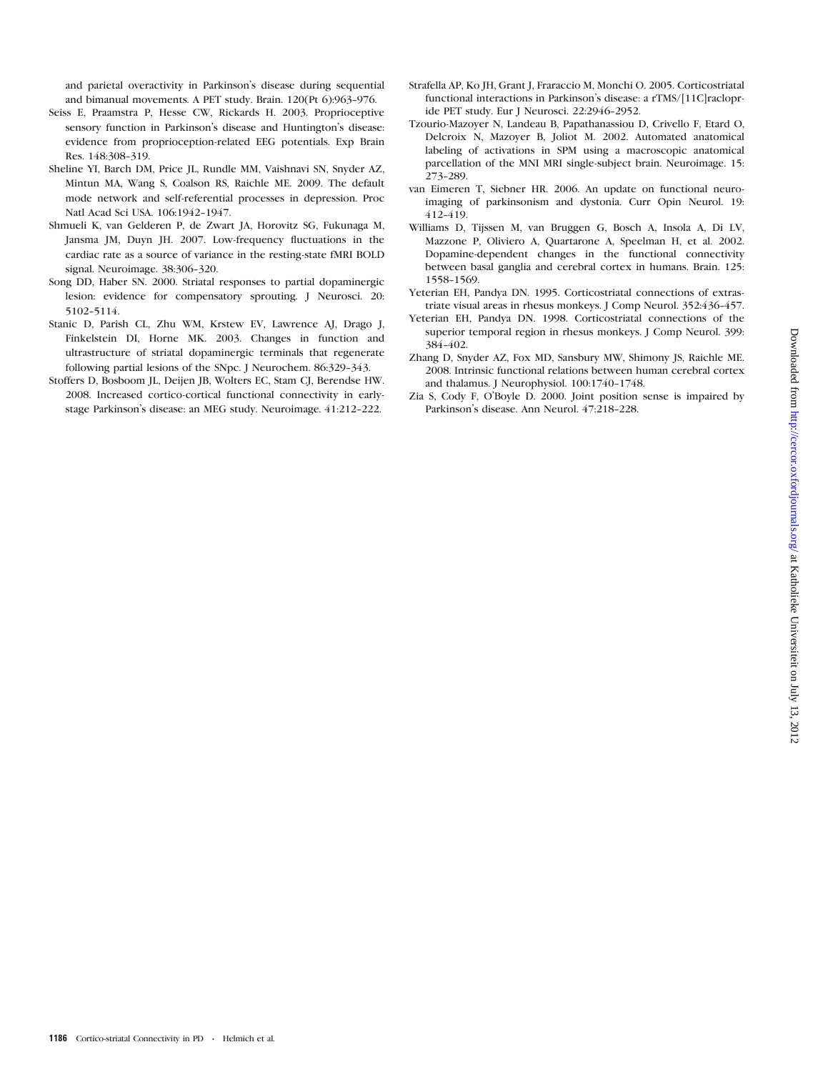and parietal overactivity in Parkinson's disease during sequential and bimanual movements. A PET study. Brain. 120(Pt 6):963–976.

Seiss E, Praamstra P, Hesse CW, Rickards H. 2003. Proprioceptive sensory function in Parkinson's disease and Huntington's disease: evidence from proprioception-related EEG potentials. Exp Brain Res. 148:308–319.

Sheline YI, Barch DM, Price JL, Rundle MM, Vaishnavi SN, Snyder AZ, Mintun MA, Wang S, Coalson RS, Raichle ME. 2009. The default mode network and self-referential processes in depression. Proc Natl Acad Sci USA. 106:1942–1947.

Shmueli K, van Gelderen P, de Zwart JA, Horovitz SG, Fukunaga M, Jansma JM, Duyn JH. 2007. Low-frequency fluctuations in the cardiac rate as a source of variance in the resting-state fMRI BOLD signal. Neuroimage. 38:306–320.

Song DD, Haber SN. 2000. Striatal responses to partial dopaminergic lesion: evidence for compensatory sprouting. J Neurosci. 20: 5102–5114.

Stanic D, Parish CL, Zhu WM, Krstew EV, Lawrence AJ, Drago J, Finkelstein DI, Horne MK. 2003. Changes in function and ultrastructure of striatal dopaminergic terminals that regenerate following partial lesions of the SNpc. J Neurochem. 86:329–343.

Stoffers D, Bosboom JL, Deijen JB, Wolters EC, Stam CJ, Berendse HW. 2008. Increased cortico-cortical functional connectivity in early-stage Parkinson's disease: an MEG study. Neuroimage. 41:212–222.

Strafella AP, Ko JH, Grant J, Fraraccio M, Monchi O. 2005. Corticostriatal functional interactions in Parkinson's disease: a rTMS/[11C]raclopride PET study. Eur J Neurosci. 22:2946–2952.

Tzourio-Mazoyer N, Landeau B, Papathanassiou D, Crivello F, Etard O, Delcroix N, Mazoyer B, Joliot M. 2002. Automated anatomical labeling of activations in SPM using a macroscopic anatomical parcellation of the MNI MRI single-subject brain. Neuroimage. 15: 273–289.

van Eimeren T, Siebner HR. 2006. An update on functional neuroimaging of parkinsonism and dystonia. Curr Opin Neurol. 19: 412–419.

Williams D, Tijssen M, van Bruggen G, Bosch A, Insola A, Di LV, Mazzone P, Oliviero A, Quartarone A, Speelman H, et al. 2002. Dopamine-dependent changes in the functional connectivity between basal ganglia and cerebral cortex in humans. Brain. 125: 1558–1569.

Yeterian EH, Pandya DN. 1995. Corticostriatal connections of extrastriate visual areas in rhesus monkeys. J Comp Neurol. 352:436–457.

Yeterian EH, Pandya DN. 1998. Corticostriatal connections of the superior temporal region in rhesus monkeys. J Comp Neurol. 399: 384–402.

Zhang D, Snyder AZ, Fox MD, Sansbury MW, Shimony JS, Raichle ME. 2008. Intrinsic functional relations between human cerebral cortex and thalamus. J Neurophysiol. 100:1740–1748.

Zia S, Cody F, O'Boyle D. 2000. Joint position sense is impaired by Parkinson's disease. Ann Neurol. 47:218–228.